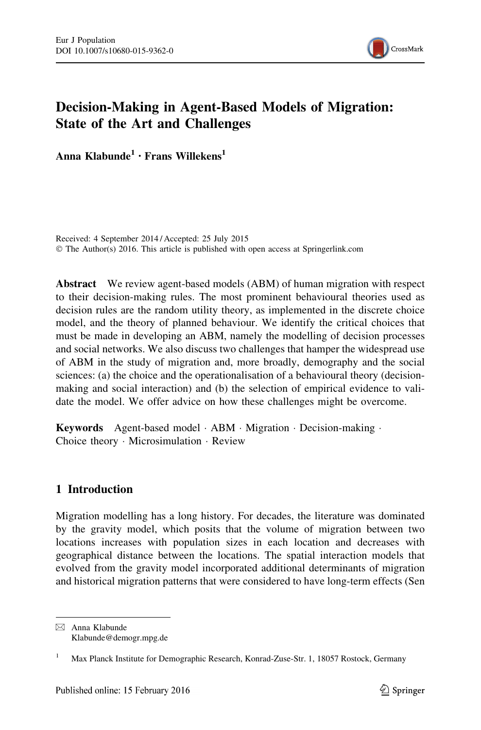# Decision-Making in Agent-Based Models of Migration: State of the Art and Challenges

**Anna Klabunde[1] · Frans Willekens[1]**

Received: 4 September 2014 / Accepted: 25 July 2015
© The Author(s) 2016. This article is published with open access at Springerlink.com

**Abstract** We review agent-based models (ABM) of human migration with respect to their decision-making rules. The most prominent behavioural theories used as decision rules are the random utility theory, as implemented in the discrete choice model, and the theory of planned behaviour. We identify the critical choices that must be made in developing an ABM, namely the modelling of decision processes and social networks. We also discuss two challenges that hamper the widespread use of ABM in the study of migration and, more broadly, demography and the social sciences: (a) the choice and the operationalisation of a behavioural theory (decision-making and social interaction) and (b) the selection of empirical evidence to validate the model. We offer advice on how these challenges might be overcome.

**Keywords** Agent-based model · ABM · Migration · Decision-making · Choice theory · Microsimulation · Review

## 1 Introduction

Migration modelling has a long history. For decades, the literature was dominated by the gravity model, which posits that the volume of migration between two locations increases with population sizes in each location and decreases with geographical distance between the locations. The spatial interaction models that evolved from the gravity model incorporated additional determinants of migration and historical migration patterns that were considered to have long-term effects (Sen

---

✉ Anna Klabunde
Klabunde@demogr.mpg.de

[1] Max Planck Institute for Demographic Research, Konrad-Zuse-Str. 1, 18057 Rostock, Germany

Published online: 15 February 2016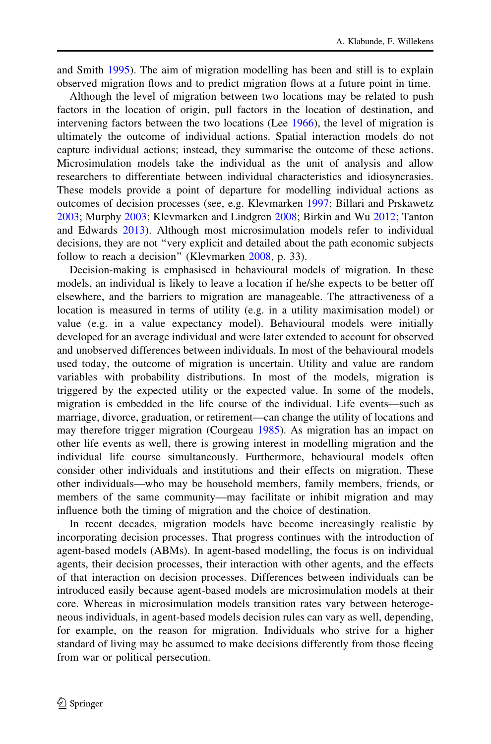and Smith 1995). The aim of migration modelling has been and still is to explain observed migration flows and to predict migration flows at a future point in time.

Although the level of migration between two locations may be related to push factors in the location of origin, pull factors in the location of destination, and intervening factors between the two locations (Lee 1966), the level of migration is ultimately the outcome of individual actions. Spatial interaction models do not capture individual actions; instead, they summarise the outcome of these actions. Microsimulation models take the individual as the unit of analysis and allow researchers to differentiate between individual characteristics and idiosyncrasies. These models provide a point of departure for modelling individual actions as outcomes of decision processes (see, e.g. Klevmarken 1997; Billari and Prskawetz 2003; Murphy 2003; Klevmarken and Lindgren 2008; Birkin and Wu 2012; Tanton and Edwards 2013). Although most microsimulation models refer to individual decisions, they are not "very explicit and detailed about the path economic subjects follow to reach a decision" (Klevmarken 2008, p. 33).

Decision-making is emphasised in behavioural models of migration. In these models, an individual is likely to leave a location if he/she expects to be better off elsewhere, and the barriers to migration are manageable. The attractiveness of a location is measured in terms of utility (e.g. in a utility maximisation model) or value (e.g. in a value expectancy model). Behavioural models were initially developed for an average individual and were later extended to account for observed and unobserved differences between individuals. In most of the behavioural models used today, the outcome of migration is uncertain. Utility and value are random variables with probability distributions. In most of the models, migration is triggered by the expected utility or the expected value. In some of the models, migration is embedded in the life course of the individual. Life events—such as marriage, divorce, graduation, or retirement—can change the utility of locations and may therefore trigger migration (Courgeau 1985). As migration has an impact on other life events as well, there is growing interest in modelling migration and the individual life course simultaneously. Furthermore, behavioural models often consider other individuals and institutions and their effects on migration. These other individuals—who may be household members, family members, friends, or members of the same community—may facilitate or inhibit migration and may influence both the timing of migration and the choice of destination.

In recent decades, migration models have become increasingly realistic by incorporating decision processes. That progress continues with the introduction of agent-based models (ABMs). In agent-based modelling, the focus is on individual agents, their decision processes, their interaction with other agents, and the effects of that interaction on decision processes. Differences between individuals can be introduced easily because agent-based models are microsimulation models at their core. Whereas in microsimulation models transition rates vary between heterogeneous individuals, in agent-based models decision rules can vary as well, depending, for example, on the reason for migration. Individuals who strive for a higher standard of living may be assumed to make decisions differently from those fleeing from war or political persecution.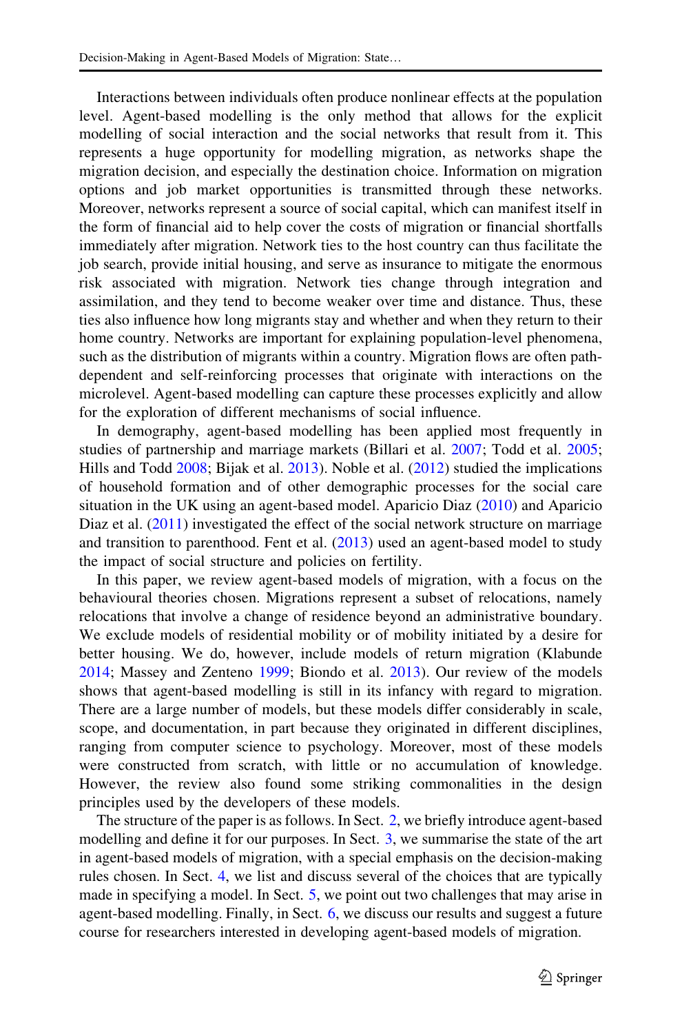Interactions between individuals often produce nonlinear effects at the population level. Agent-based modelling is the only method that allows for the explicit modelling of social interaction and the social networks that result from it. This represents a huge opportunity for modelling migration, as networks shape the migration decision, and especially the destination choice. Information on migration options and job market opportunities is transmitted through these networks. Moreover, networks represent a source of social capital, which can manifest itself in the form of financial aid to help cover the costs of migration or financial shortfalls immediately after migration. Network ties to the host country can thus facilitate the job search, provide initial housing, and serve as insurance to mitigate the enormous risk associated with migration. Network ties change through integration and assimilation, and they tend to become weaker over time and distance. Thus, these ties also influence how long migrants stay and whether and when they return to their home country. Networks are important for explaining population-level phenomena, such as the distribution of migrants within a country. Migration flows are often path-dependent and self-reinforcing processes that originate with interactions on the microlevel. Agent-based modelling can capture these processes explicitly and allow for the exploration of different mechanisms of social influence.

In demography, agent-based modelling has been applied most frequently in studies of partnership and marriage markets (Billari et al. 2007; Todd et al. 2005; Hills and Todd 2008; Bijak et al. 2013). Noble et al. (2012) studied the implications of household formation and of other demographic processes for the social care situation in the UK using an agent-based model. Aparicio Diaz (2010) and Aparicio Diaz et al. (2011) investigated the effect of the social network structure on marriage and transition to parenthood. Fent et al. (2013) used an agent-based model to study the impact of social structure and policies on fertility.

In this paper, we review agent-based models of migration, with a focus on the behavioural theories chosen. Migrations represent a subset of relocations, namely relocations that involve a change of residence beyond an administrative boundary. We exclude models of residential mobility or of mobility initiated by a desire for better housing. We do, however, include models of return migration (Klabunde 2014; Massey and Zenteno 1999; Biondo et al. 2013). Our review of the models shows that agent-based modelling is still in its infancy with regard to migration. There are a large number of models, but these models differ considerably in scale, scope, and documentation, in part because they originated in different disciplines, ranging from computer science to psychology. Moreover, most of these models were constructed from scratch, with little or no accumulation of knowledge. However, the review also found some striking commonalities in the design principles used by the developers of these models.

The structure of the paper is as follows. In Sect. 2, we briefly introduce agent-based modelling and define it for our purposes. In Sect. 3, we summarise the state of the art in agent-based models of migration, with a special emphasis on the decision-making rules chosen. In Sect. 4, we list and discuss several of the choices that are typically made in specifying a model. In Sect. 5, we point out two challenges that may arise in agent-based modelling. Finally, in Sect. 6, we discuss our results and suggest a future course for researchers interested in developing agent-based models of migration.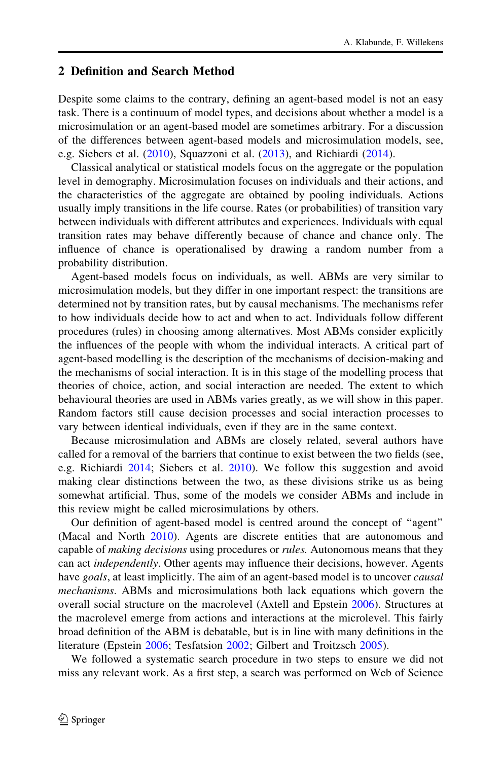## 2 Definition and Search Method

Despite some claims to the contrary, defining an agent-based model is not an easy task. There is a continuum of model types, and decisions about whether a model is a microsimulation or an agent-based model are sometimes arbitrary. For a discussion of the differences between agent-based models and microsimulation models, see, e.g. Siebers et al. (2010), Squazzoni et al. (2013), and Richiardi (2014).

Classical analytical or statistical models focus on the aggregate or the population level in demography. Microsimulation focuses on individuals and their actions, and the characteristics of the aggregate are obtained by pooling individuals. Actions usually imply transitions in the life course. Rates (or probabilities) of transition vary between individuals with different attributes and experiences. Individuals with equal transition rates may behave differently because of chance and chance only. The influence of chance is operationalised by drawing a random number from a probability distribution.

Agent-based models focus on individuals, as well. ABMs are very similar to microsimulation models, but they differ in one important respect: the transitions are determined not by transition rates, but by causal mechanisms. The mechanisms refer to how individuals decide how to act and when to act. Individuals follow different procedures (rules) in choosing among alternatives. Most ABMs consider explicitly the influences of the people with whom the individual interacts. A critical part of agent-based modelling is the description of the mechanisms of decision-making and the mechanisms of social interaction. It is in this stage of the modelling process that theories of choice, action, and social interaction are needed. The extent to which behavioural theories are used in ABMs varies greatly, as we will show in this paper. Random factors still cause decision processes and social interaction processes to vary between identical individuals, even if they are in the same context.

Because microsimulation and ABMs are closely related, several authors have called for a removal of the barriers that continue to exist between the two fields (see, e.g. Richiardi 2014; Siebers et al. 2010). We follow this suggestion and avoid making clear distinctions between the two, as these divisions strike us as being somewhat artificial. Thus, some of the models we consider ABMs and include in this review might be called microsimulations by others.

Our definition of agent-based model is centred around the concept of "agent" (Macal and North 2010). Agents are discrete entities that are autonomous and capable of *making decisions* using procedures or *rules.* Autonomous means that they can act *independently*. Other agents may influence their decisions, however. Agents have *goals*, at least implicitly. The aim of an agent-based model is to uncover *causal mechanisms*. ABMs and microsimulations both lack equations which govern the overall social structure on the macrolevel (Axtell and Epstein 2006). Structures at the macrolevel emerge from actions and interactions at the microlevel. This fairly broad definition of the ABM is debatable, but is in line with many definitions in the literature (Epstein 2006; Tesfatsion 2002; Gilbert and Troitzsch 2005).

We followed a systematic search procedure in two steps to ensure we did not miss any relevant work. As a first step, a search was performed on Web of Science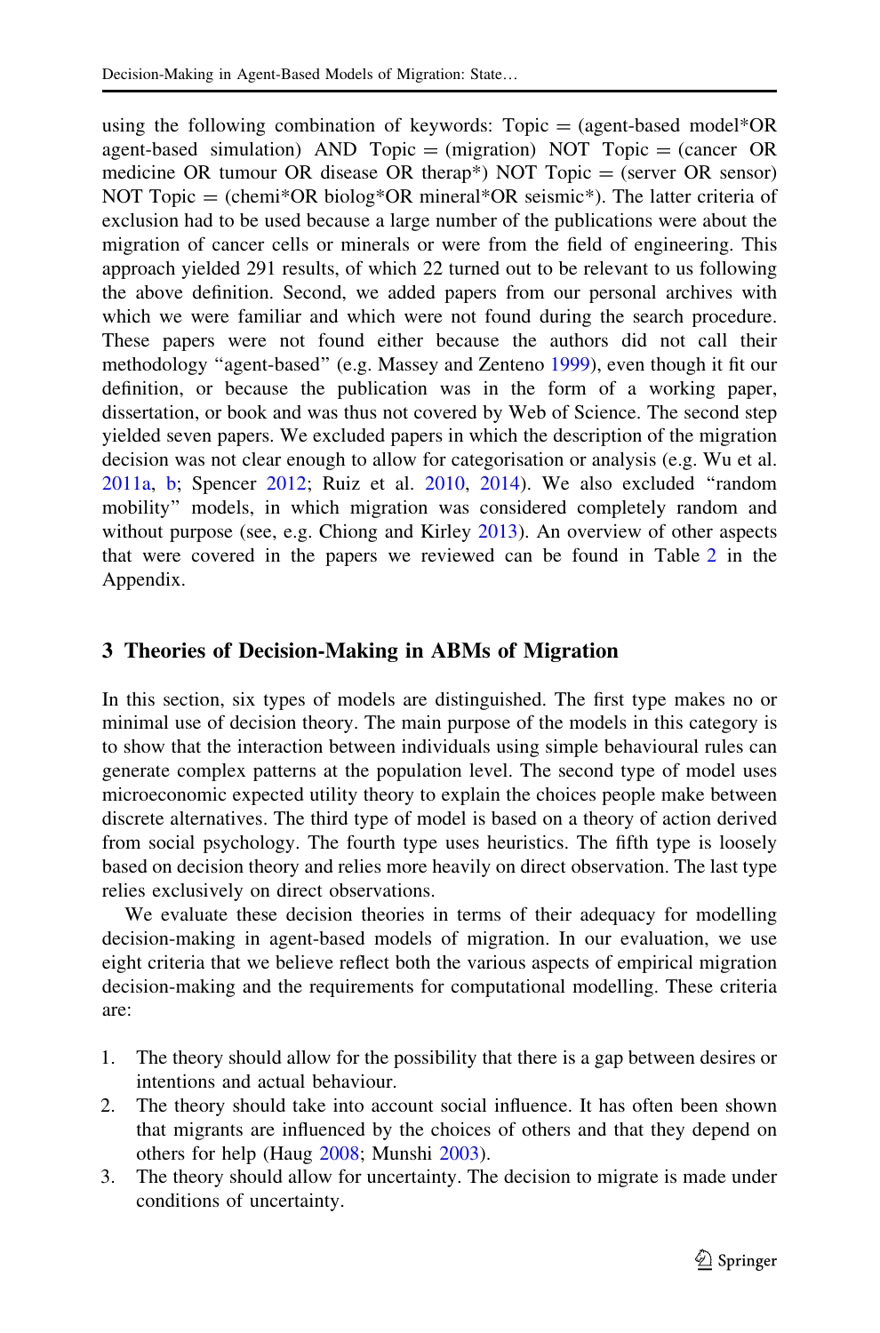using the following combination of keywords: Topic = (agent-based model*OR agent-based simulation) AND Topic = (migration) NOT Topic = (cancer OR medicine OR tumour OR disease OR therap*) NOT Topic = (server OR sensor) NOT Topic = (chemi*OR biolog*OR mineral*OR seismic*). The latter criteria of exclusion had to be used because a large number of the publications were about the migration of cancer cells or minerals or were from the field of engineering. This approach yielded 291 results, of which 22 turned out to be relevant to us following the above definition. Second, we added papers from our personal archives with which we were familiar and which were not found during the search procedure. These papers were not found either because the authors did not call their methodology "agent-based" (e.g. Massey and Zenteno 1999), even though it fit our definition, or because the publication was in the form of a working paper, dissertation, or book and was thus not covered by Web of Science. The second step yielded seven papers. We excluded papers in which the description of the migration decision was not clear enough to allow for categorisation or analysis (e.g. Wu et al. 2011a, b; Spencer 2012; Ruiz et al. 2010, 2014). We also excluded "random mobility" models, in which migration was considered completely random and without purpose (see, e.g. Chiong and Kirley 2013). An overview of other aspects that were covered in the papers we reviewed can be found in Table 2 in the Appendix.

## 3 Theories of Decision-Making in ABMs of Migration

In this section, six types of models are distinguished. The first type makes no or minimal use of decision theory. The main purpose of the models in this category is to show that the interaction between individuals using simple behavioural rules can generate complex patterns at the population level. The second type of model uses microeconomic expected utility theory to explain the choices people make between discrete alternatives. The third type of model is based on a theory of action derived from social psychology. The fourth type uses heuristics. The fifth type is loosely based on decision theory and relies more heavily on direct observation. The last type relies exclusively on direct observations.

We evaluate these decision theories in terms of their adequacy for modelling decision-making in agent-based models of migration. In our evaluation, we use eight criteria that we believe reflect both the various aspects of empirical migration decision-making and the requirements for computational modelling. These criteria are:

1. The theory should allow for the possibility that there is a gap between desires or intentions and actual behaviour.
2. The theory should take into account social influence. It has often been shown that migrants are influenced by the choices of others and that they depend on others for help (Haug 2008; Munshi 2003).
3. The theory should allow for uncertainty. The decision to migrate is made under conditions of uncertainty.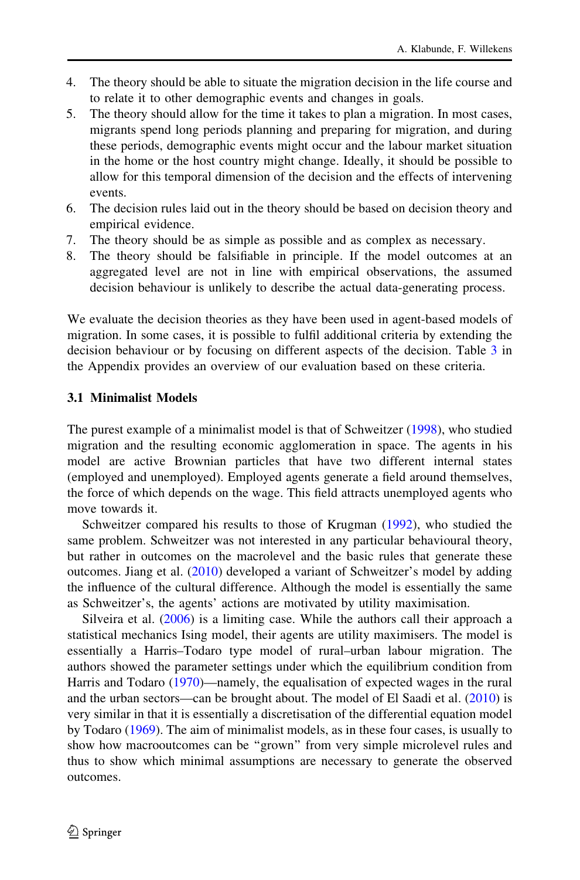4. The theory should be able to situate the migration decision in the life course and to relate it to other demographic events and changes in goals.
5. The theory should allow for the time it takes to plan a migration. In most cases, migrants spend long periods planning and preparing for migration, and during these periods, demographic events might occur and the labour market situation in the home or the host country might change. Ideally, it should be possible to allow for this temporal dimension of the decision and the effects of intervening events.
6. The decision rules laid out in the theory should be based on decision theory and empirical evidence.
7. The theory should be as simple as possible and as complex as necessary.
8. The theory should be falsifiable in principle. If the model outcomes at an aggregated level are not in line with empirical observations, the assumed decision behaviour is unlikely to describe the actual data-generating process.

We evaluate the decision theories as they have been used in agent-based models of migration. In some cases, it is possible to fulfil additional criteria by extending the decision behaviour or by focusing on different aspects of the decision. Table 3 in the Appendix provides an overview of our evaluation based on these criteria.

### 3.1 Minimalist Models

The purest example of a minimalist model is that of Schweitzer (1998), who studied migration and the resulting economic agglomeration in space. The agents in his model are active Brownian particles that have two different internal states (employed and unemployed). Employed agents generate a field around themselves, the force of which depends on the wage. This field attracts unemployed agents who move towards it.

Schweitzer compared his results to those of Krugman (1992), who studied the same problem. Schweitzer was not interested in any particular behavioural theory, but rather in outcomes on the macrolevel and the basic rules that generate these outcomes. Jiang et al. (2010) developed a variant of Schweitzer's model by adding the influence of the cultural difference. Although the model is essentially the same as Schweitzer's, the agents' actions are motivated by utility maximisation.

Silveira et al. (2006) is a limiting case. While the authors call their approach a statistical mechanics Ising model, their agents are utility maximisers. The model is essentially a Harris–Todaro type model of rural–urban labour migration. The authors showed the parameter settings under which the equilibrium condition from Harris and Todaro (1970)—namely, the equalisation of expected wages in the rural and the urban sectors—can be brought about. The model of El Saadi et al. (2010) is very similar in that it is essentially a discretisation of the differential equation model by Todaro (1969). The aim of minimalist models, as in these four cases, is usually to show how macrooutcomes can be "grown" from very simple microlevel rules and thus to show which minimal assumptions are necessary to generate the observed outcomes.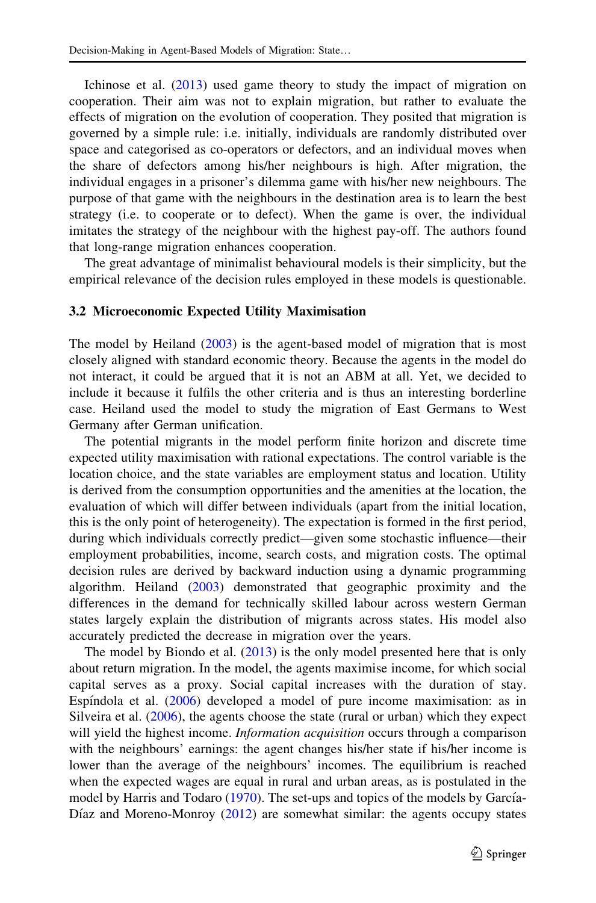Ichinose et al. (2013) used game theory to study the impact of migration on cooperation. Their aim was not to explain migration, but rather to evaluate the effects of migration on the evolution of cooperation. They posited that migration is governed by a simple rule: i.e. initially, individuals are randomly distributed over space and categorised as co-operators or defectors, and an individual moves when the share of defectors among his/her neighbours is high. After migration, the individual engages in a prisoner's dilemma game with his/her new neighbours. The purpose of that game with the neighbours in the destination area is to learn the best strategy (i.e. to cooperate or to defect). When the game is over, the individual imitates the strategy of the neighbour with the highest pay-off. The authors found that long-range migration enhances cooperation.

The great advantage of minimalist behavioural models is their simplicity, but the empirical relevance of the decision rules employed in these models is questionable.

### 3.2 Microeconomic Expected Utility Maximisation

The model by Heiland (2003) is the agent-based model of migration that is most closely aligned with standard economic theory. Because the agents in the model do not interact, it could be argued that it is not an ABM at all. Yet, we decided to include it because it fulfils the other criteria and is thus an interesting borderline case. Heiland used the model to study the migration of East Germans to West Germany after German unification.

The potential migrants in the model perform finite horizon and discrete time expected utility maximisation with rational expectations. The control variable is the location choice, and the state variables are employment status and location. Utility is derived from the consumption opportunities and the amenities at the location, the evaluation of which will differ between individuals (apart from the initial location, this is the only point of heterogeneity). The expectation is formed in the first period, during which individuals correctly predict—given some stochastic influence—their employment probabilities, income, search costs, and migration costs. The optimal decision rules are derived by backward induction using a dynamic programming algorithm. Heiland (2003) demonstrated that geographic proximity and the differences in the demand for technically skilled labour across western German states largely explain the distribution of migrants across states. His model also accurately predicted the decrease in migration over the years.

The model by Biondo et al. (2013) is the only model presented here that is only about return migration. In the model, the agents maximise income, for which social capital serves as a proxy. Social capital increases with the duration of stay. Espíndola et al. (2006) developed a model of pure income maximisation: as in Silveira et al. (2006), the agents choose the state (rural or urban) which they expect will yield the highest income. *Information acquisition* occurs through a comparison with the neighbours' earnings: the agent changes his/her state if his/her income is lower than the average of the neighbours' incomes. The equilibrium is reached when the expected wages are equal in rural and urban areas, as is postulated in the model by Harris and Todaro (1970). The set-ups and topics of the models by García-Díaz and Moreno-Monroy (2012) are somewhat similar: the agents occupy states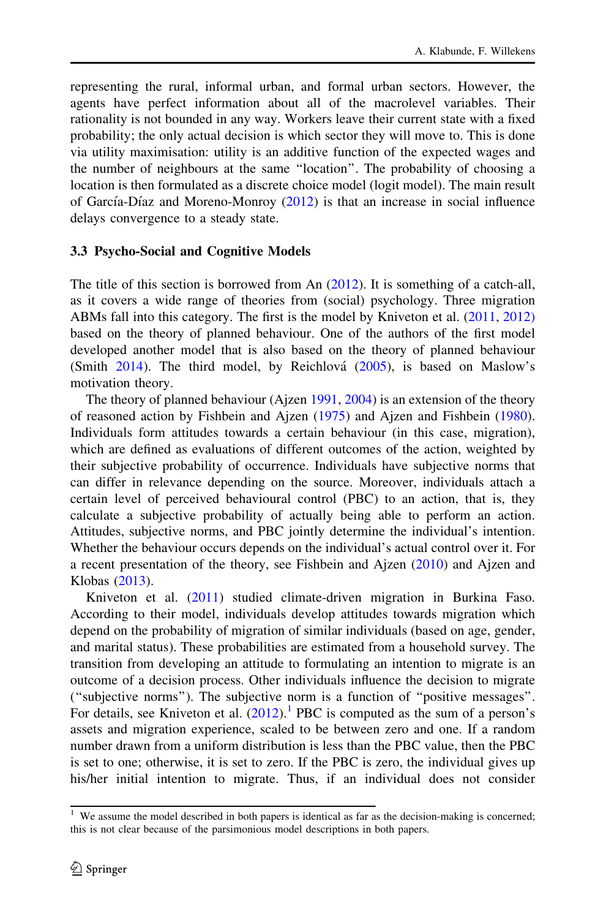representing the rural, informal urban, and formal urban sectors. However, the agents have perfect information about all of the macrolevel variables. Their rationality is not bounded in any way. Workers leave their current state with a fixed probability; the only actual decision is which sector they will move to. This is done via utility maximisation: utility is an additive function of the expected wages and the number of neighbours at the same "location". The probability of choosing a location is then formulated as a discrete choice model (logit model). The main result of García-Díaz and Moreno-Monroy (2012) is that an increase in social influence delays convergence to a steady state.

### 3.3 Psycho-Social and Cognitive Models

The title of this section is borrowed from An (2012). It is something of a catch-all, as it covers a wide range of theories from (social) psychology. Three migration ABMs fall into this category. The first is the model by Kniveton et al. (2011, 2012) based on the theory of planned behaviour. One of the authors of the first model developed another model that is also based on the theory of planned behaviour (Smith 2014). The third model, by Reichlová (2005), is based on Maslow's motivation theory.

The theory of planned behaviour (Ajzen 1991, 2004) is an extension of the theory of reasoned action by Fishbein and Ajzen (1975) and Ajzen and Fishbein (1980). Individuals form attitudes towards a certain behaviour (in this case, migration), which are defined as evaluations of different outcomes of the action, weighted by their subjective probability of occurrence. Individuals have subjective norms that can differ in relevance depending on the source. Moreover, individuals attach a certain level of perceived behavioural control (PBC) to an action, that is, they calculate a subjective probability of actually being able to perform an action. Attitudes, subjective norms, and PBC jointly determine the individual's intention. Whether the behaviour occurs depends on the individual's actual control over it. For a recent presentation of the theory, see Fishbein and Ajzen (2010) and Ajzen and Klobas (2013).

Kniveton et al. (2011) studied climate-driven migration in Burkina Faso. According to their model, individuals develop attitudes towards migration which depend on the probability of migration of similar individuals (based on age, gender, and marital status). These probabilities are estimated from a household survey. The transition from developing an attitude to formulating an intention to migrate is an outcome of a decision process. Other individuals influence the decision to migrate ("subjective norms"). The subjective norm is a function of "positive messages". For details, see Kniveton et al. (2012).[1] PBC is computed as the sum of a person's assets and migration experience, scaled to be between zero and one. If a random number drawn from a uniform distribution is less than the PBC value, then the PBC is set to one; otherwise, it is set to zero. If the PBC is zero, the individual gives up his/her initial intention to migrate. Thus, if an individual does not consider

[1] We assume the model described in both papers is identical as far as the decision-making is concerned; this is not clear because of the parsimonious model descriptions in both papers.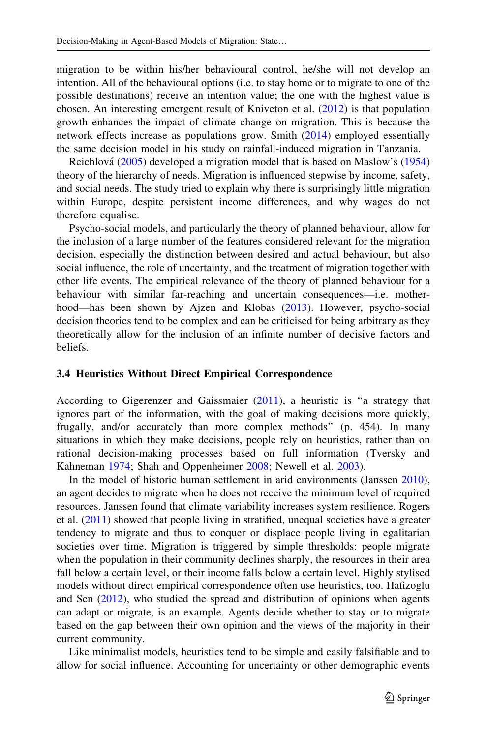migration to be within his/her behavioural control, he/she will not develop an intention. All of the behavioural options (i.e. to stay home or to migrate to one of the possible destinations) receive an intention value; the one with the highest value is chosen. An interesting emergent result of Kniveton et al. (2012) is that population growth enhances the impact of climate change on migration. This is because the network effects increase as populations grow. Smith (2014) employed essentially the same decision model in his study on rainfall-induced migration in Tanzania.

Reichlová (2005) developed a migration model that is based on Maslow's (1954) theory of the hierarchy of needs. Migration is influenced stepwise by income, safety, and social needs. The study tried to explain why there is surprisingly little migration within Europe, despite persistent income differences, and why wages do not therefore equalise.

Psycho-social models, and particularly the theory of planned behaviour, allow for the inclusion of a large number of the features considered relevant for the migration decision, especially the distinction between desired and actual behaviour, but also social influence, the role of uncertainty, and the treatment of migration together with other life events. The empirical relevance of the theory of planned behaviour for a behaviour with similar far-reaching and uncertain consequences—i.e. motherhood—has been shown by Ajzen and Klobas (2013). However, psycho-social decision theories tend to be complex and can be criticised for being arbitrary as they theoretically allow for the inclusion of an infinite number of decisive factors and beliefs.

### 3.4 Heuristics Without Direct Empirical Correspondence

According to Gigerenzer and Gaissmaier (2011), a heuristic is "a strategy that ignores part of the information, with the goal of making decisions more quickly, frugally, and/or accurately than more complex methods" (p. 454). In many situations in which they make decisions, people rely on heuristics, rather than on rational decision-making processes based on full information (Tversky and Kahneman 1974; Shah and Oppenheimer 2008; Newell et al. 2003).

In the model of historic human settlement in arid environments (Janssen 2010), an agent decides to migrate when he does not receive the minimum level of required resources. Janssen found that climate variability increases system resilience. Rogers et al. (2011) showed that people living in stratified, unequal societies have a greater tendency to migrate and thus to conquer or displace people living in egalitarian societies over time. Migration is triggered by simple thresholds: people migrate when the population in their community declines sharply, the resources in their area fall below a certain level, or their income falls below a certain level. Highly stylised models without direct empirical correspondence often use heuristics, too. Hafizoglu and Sen (2012), who studied the spread and distribution of opinions when agents can adapt or migrate, is an example. Agents decide whether to stay or to migrate based on the gap between their own opinion and the views of the majority in their current community.

Like minimalist models, heuristics tend to be simple and easily falsifiable and to allow for social influence. Accounting for uncertainty or other demographic events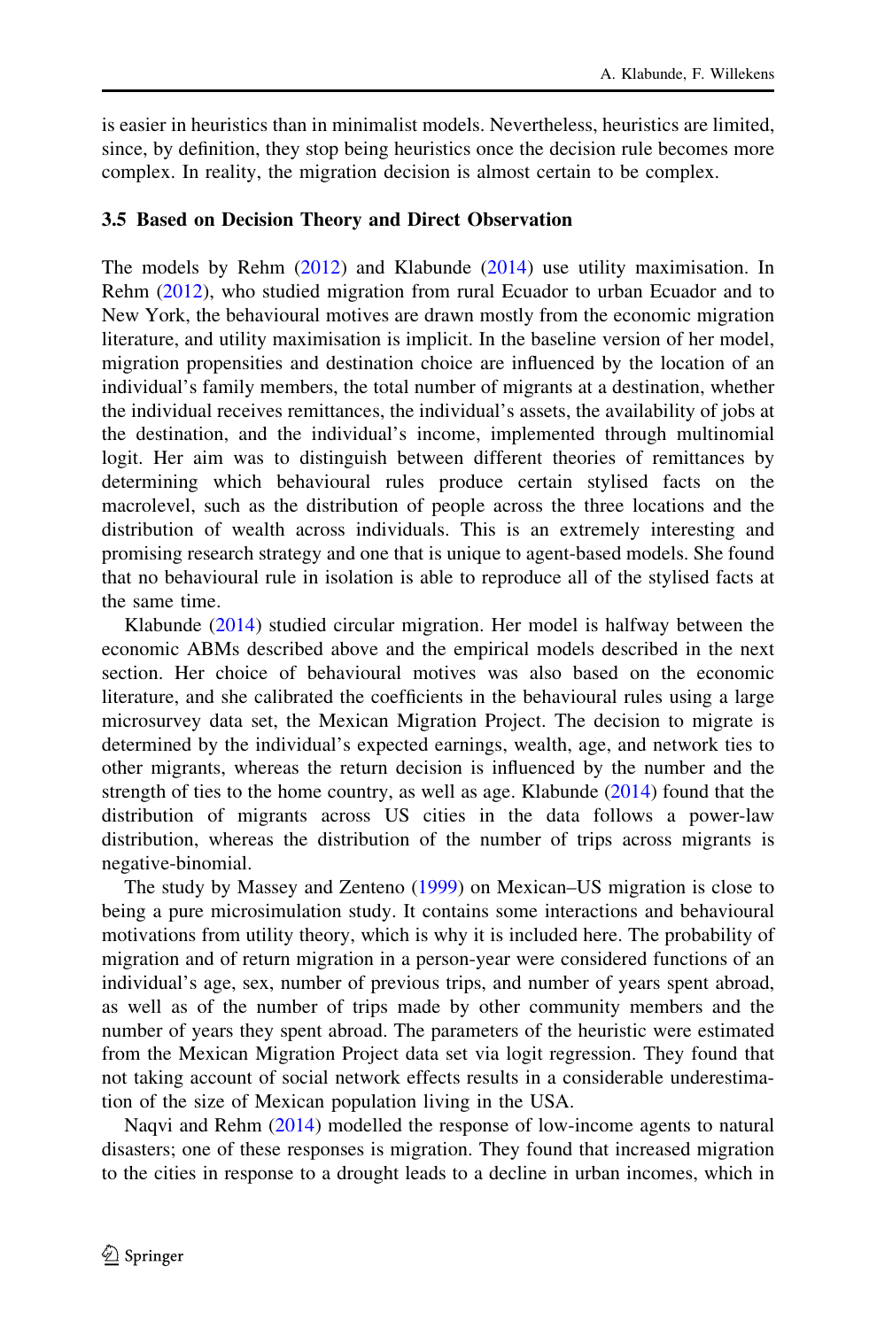is easier in heuristics than in minimalist models. Nevertheless, heuristics are limited, since, by definition, they stop being heuristics once the decision rule becomes more complex. In reality, the migration decision is almost certain to be complex.

### 3.5 Based on Decision Theory and Direct Observation

The models by Rehm (2012) and Klabunde (2014) use utility maximisation. In Rehm (2012), who studied migration from rural Ecuador to urban Ecuador and to New York, the behavioural motives are drawn mostly from the economic migration literature, and utility maximisation is implicit. In the baseline version of her model, migration propensities and destination choice are influenced by the location of an individual's family members, the total number of migrants at a destination, whether the individual receives remittances, the individual's assets, the availability of jobs at the destination, and the individual's income, implemented through multinomial logit. Her aim was to distinguish between different theories of remittances by determining which behavioural rules produce certain stylised facts on the macrolevel, such as the distribution of people across the three locations and the distribution of wealth across individuals. This is an extremely interesting and promising research strategy and one that is unique to agent-based models. She found that no behavioural rule in isolation is able to reproduce all of the stylised facts at the same time.

Klabunde (2014) studied circular migration. Her model is halfway between the economic ABMs described above and the empirical models described in the next section. Her choice of behavioural motives was also based on the economic literature, and she calibrated the coefficients in the behavioural rules using a large microsurvey data set, the Mexican Migration Project. The decision to migrate is determined by the individual's expected earnings, wealth, age, and network ties to other migrants, whereas the return decision is influenced by the number and the strength of ties to the home country, as well as age. Klabunde (2014) found that the distribution of migrants across US cities in the data follows a power-law distribution, whereas the distribution of the number of trips across migrants is negative-binomial.

The study by Massey and Zenteno (1999) on Mexican–US migration is close to being a pure microsimulation study. It contains some interactions and behavioural motivations from utility theory, which is why it is included here. The probability of migration and of return migration in a person-year were considered functions of an individual's age, sex, number of previous trips, and number of years spent abroad, as well as of the number of trips made by other community members and the number of years they spent abroad. The parameters of the heuristic were estimated from the Mexican Migration Project data set via logit regression. They found that not taking account of social network effects results in a considerable underestimation of the size of Mexican population living in the USA.

Naqvi and Rehm (2014) modelled the response of low-income agents to natural disasters; one of these responses is migration. They found that increased migration to the cities in response to a drought leads to a decline in urban incomes, which in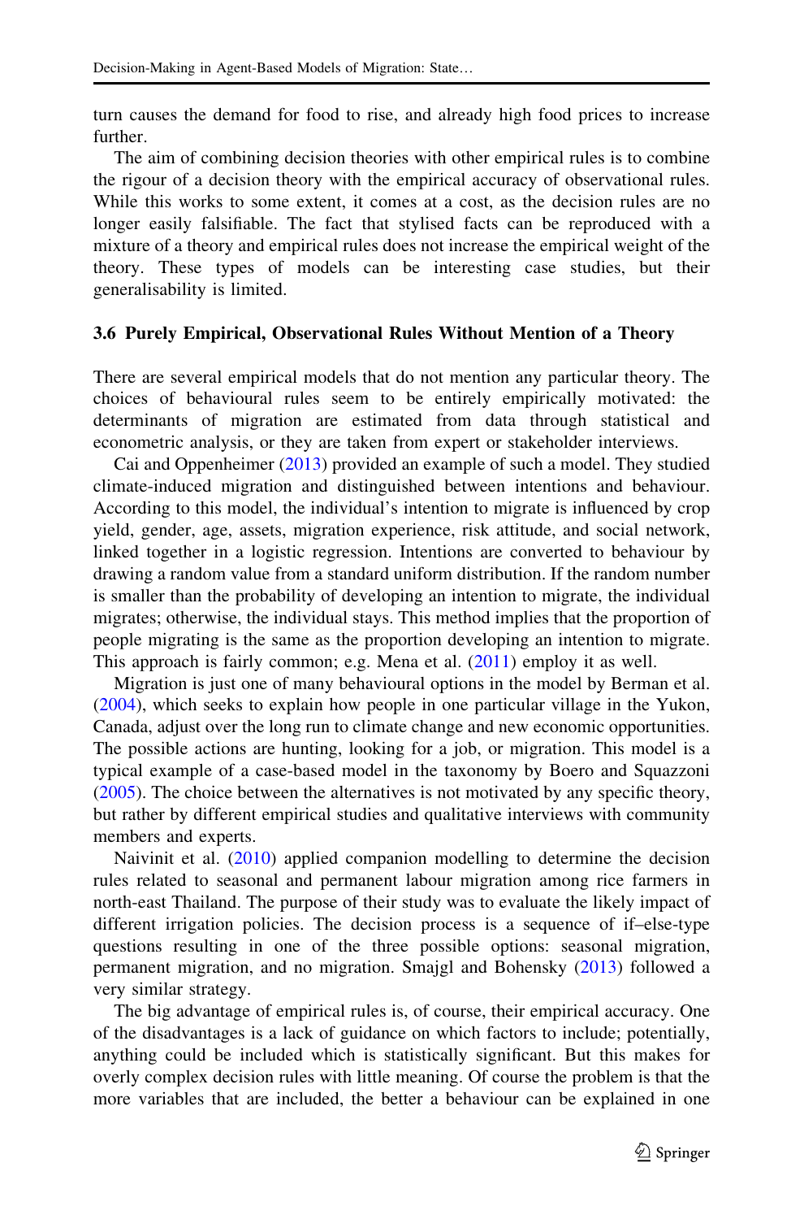turn causes the demand for food to rise, and already high food prices to increase further.

The aim of combining decision theories with other empirical rules is to combine the rigour of a decision theory with the empirical accuracy of observational rules. While this works to some extent, it comes at a cost, as the decision rules are no longer easily falsifiable. The fact that stylised facts can be reproduced with a mixture of a theory and empirical rules does not increase the empirical weight of the theory. These types of models can be interesting case studies, but their generalisability is limited.

### 3.6 Purely Empirical, Observational Rules Without Mention of a Theory

There are several empirical models that do not mention any particular theory. The choices of behavioural rules seem to be entirely empirically motivated: the determinants of migration are estimated from data through statistical and econometric analysis, or they are taken from expert or stakeholder interviews.

Cai and Oppenheimer (2013) provided an example of such a model. They studied climate-induced migration and distinguished between intentions and behaviour. According to this model, the individual's intention to migrate is influenced by crop yield, gender, age, assets, migration experience, risk attitude, and social network, linked together in a logistic regression. Intentions are converted to behaviour by drawing a random value from a standard uniform distribution. If the random number is smaller than the probability of developing an intention to migrate, the individual migrates; otherwise, the individual stays. This method implies that the proportion of people migrating is the same as the proportion developing an intention to migrate. This approach is fairly common; e.g. Mena et al. (2011) employ it as well.

Migration is just one of many behavioural options in the model by Berman et al. (2004), which seeks to explain how people in one particular village in the Yukon, Canada, adjust over the long run to climate change and new economic opportunities. The possible actions are hunting, looking for a job, or migration. This model is a typical example of a case-based model in the taxonomy by Boero and Squazzoni (2005). The choice between the alternatives is not motivated by any specific theory, but rather by different empirical studies and qualitative interviews with community members and experts.

Naivinit et al. (2010) applied companion modelling to determine the decision rules related to seasonal and permanent labour migration among rice farmers in north-east Thailand. The purpose of their study was to evaluate the likely impact of different irrigation policies. The decision process is a sequence of if–else-type questions resulting in one of the three possible options: seasonal migration, permanent migration, and no migration. Smajgl and Bohensky (2013) followed a very similar strategy.

The big advantage of empirical rules is, of course, their empirical accuracy. One of the disadvantages is a lack of guidance on which factors to include; potentially, anything could be included which is statistically significant. But this makes for overly complex decision rules with little meaning. Of course the problem is that the more variables that are included, the better a behaviour can be explained in one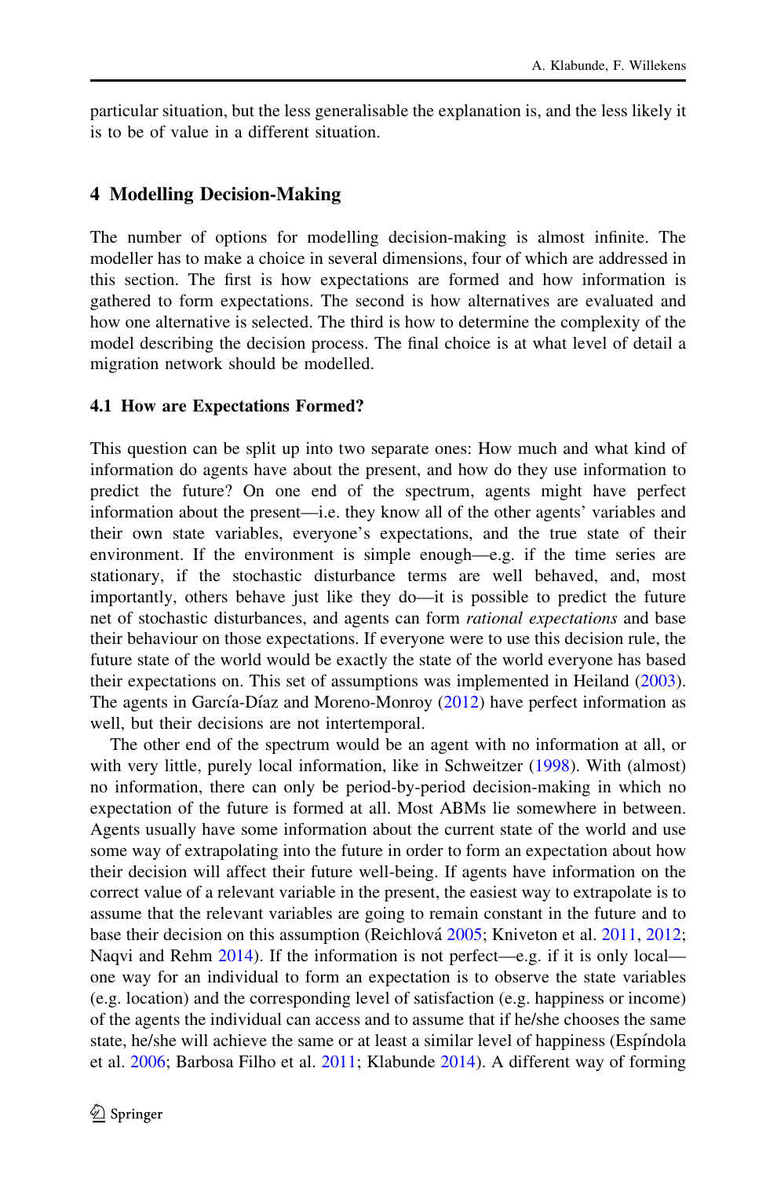particular situation, but the less generalisable the explanation is, and the less likely it is to be of value in a different situation.

## 4 Modelling Decision-Making

The number of options for modelling decision-making is almost infinite. The modeller has to make a choice in several dimensions, four of which are addressed in this section. The first is how expectations are formed and how information is gathered to form expectations. The second is how alternatives are evaluated and how one alternative is selected. The third is how to determine the complexity of the model describing the decision process. The final choice is at what level of detail a migration network should be modelled.

### 4.1 How are Expectations Formed?

This question can be split up into two separate ones: How much and what kind of information do agents have about the present, and how do they use information to predict the future? On one end of the spectrum, agents might have perfect information about the present—i.e. they know all of the other agents' variables and their own state variables, everyone's expectations, and the true state of their environment. If the environment is simple enough—e.g. if the time series are stationary, if the stochastic disturbance terms are well behaved, and, most importantly, others behave just like they do—it is possible to predict the future net of stochastic disturbances, and agents can form *rational expectations* and base their behaviour on those expectations. If everyone were to use this decision rule, the future state of the world would be exactly the state of the world everyone has based their expectations on. This set of assumptions was implemented in Heiland (2003). The agents in García-Díaz and Moreno-Monroy (2012) have perfect information as well, but their decisions are not intertemporal.

The other end of the spectrum would be an agent with no information at all, or with very little, purely local information, like in Schweitzer (1998). With (almost) no information, there can only be period-by-period decision-making in which no expectation of the future is formed at all. Most ABMs lie somewhere in between. Agents usually have some information about the current state of the world and use some way of extrapolating into the future in order to form an expectation about how their decision will affect their future well-being. If agents have information on the correct value of a relevant variable in the present, the easiest way to extrapolate is to assume that the relevant variables are going to remain constant in the future and to base their decision on this assumption (Reichlová 2005; Kniveton et al. 2011, 2012; Naqvi and Rehm 2014). If the information is not perfect—e.g. if it is only local—one way for an individual to form an expectation is to observe the state variables (e.g. location) and the corresponding level of satisfaction (e.g. happiness or income) of the agents the individual can access and to assume that if he/she chooses the same state, he/she will achieve the same or at least a similar level of happiness (Espíndola et al. 2006; Barbosa Filho et al. 2011; Klabunde 2014). A different way of forming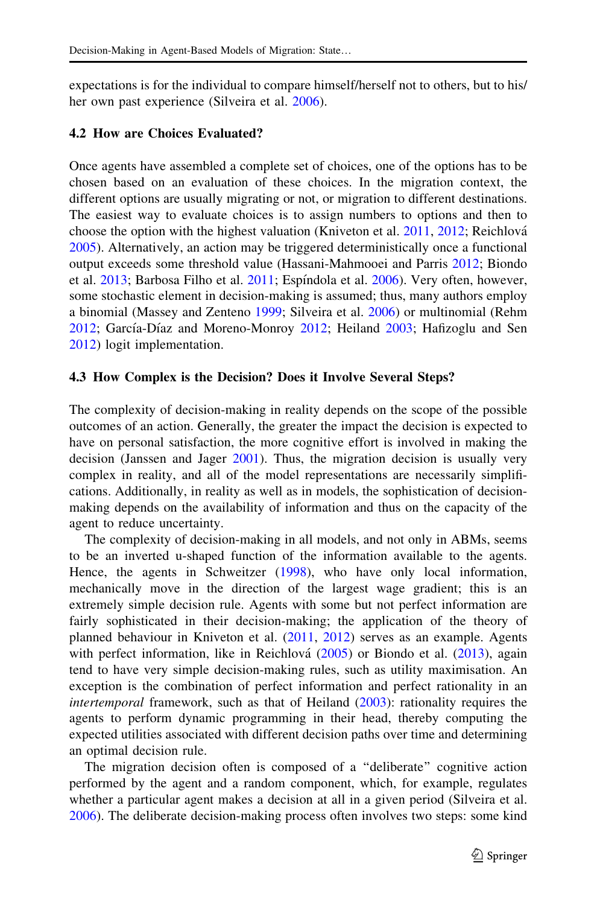expectations is for the individual to compare himself/herself not to others, but to his/her own past experience (Silveira et al. 2006).

### 4.2 How are Choices Evaluated?

Once agents have assembled a complete set of choices, one of the options has to be chosen based on an evaluation of these choices. In the migration context, the different options are usually migrating or not, or migration to different destinations. The easiest way to evaluate choices is to assign numbers to options and then to choose the option with the highest valuation (Kniveton et al. 2011, 2012; Reichlová 2005). Alternatively, an action may be triggered deterministically once a functional output exceeds some threshold value (Hassani-Mahmooei and Parris 2012; Biondo et al. 2013; Barbosa Filho et al. 2011; Espíndola et al. 2006). Very often, however, some stochastic element in decision-making is assumed; thus, many authors employ a binomial (Massey and Zenteno 1999; Silveira et al. 2006) or multinomial (Rehm 2012; García-Díaz and Moreno-Monroy 2012; Heiland 2003; Hafizoglu and Sen 2012) logit implementation.

### 4.3 How Complex is the Decision? Does it Involve Several Steps?

The complexity of decision-making in reality depends on the scope of the possible outcomes of an action. Generally, the greater the impact the decision is expected to have on personal satisfaction, the more cognitive effort is involved in making the decision (Janssen and Jager 2001). Thus, the migration decision is usually very complex in reality, and all of the model representations are necessarily simplifications. Additionally, in reality as well as in models, the sophistication of decision-making depends on the availability of information and thus on the capacity of the agent to reduce uncertainty.

The complexity of decision-making in all models, and not only in ABMs, seems to be an inverted u-shaped function of the information available to the agents. Hence, the agents in Schweitzer (1998), who have only local information, mechanically move in the direction of the largest wage gradient; this is an extremely simple decision rule. Agents with some but not perfect information are fairly sophisticated in their decision-making; the application of the theory of planned behaviour in Kniveton et al. (2011, 2012) serves as an example. Agents with perfect information, like in Reichlová (2005) or Biondo et al. (2013), again tend to have very simple decision-making rules, such as utility maximisation. An exception is the combination of perfect information and perfect rationality in an *intertemporal* framework, such as that of Heiland (2003): rationality requires the agents to perform dynamic programming in their head, thereby computing the expected utilities associated with different decision paths over time and determining an optimal decision rule.

The migration decision often is composed of a "deliberate" cognitive action performed by the agent and a random component, which, for example, regulates whether a particular agent makes a decision at all in a given period (Silveira et al. 2006). The deliberate decision-making process often involves two steps: some kind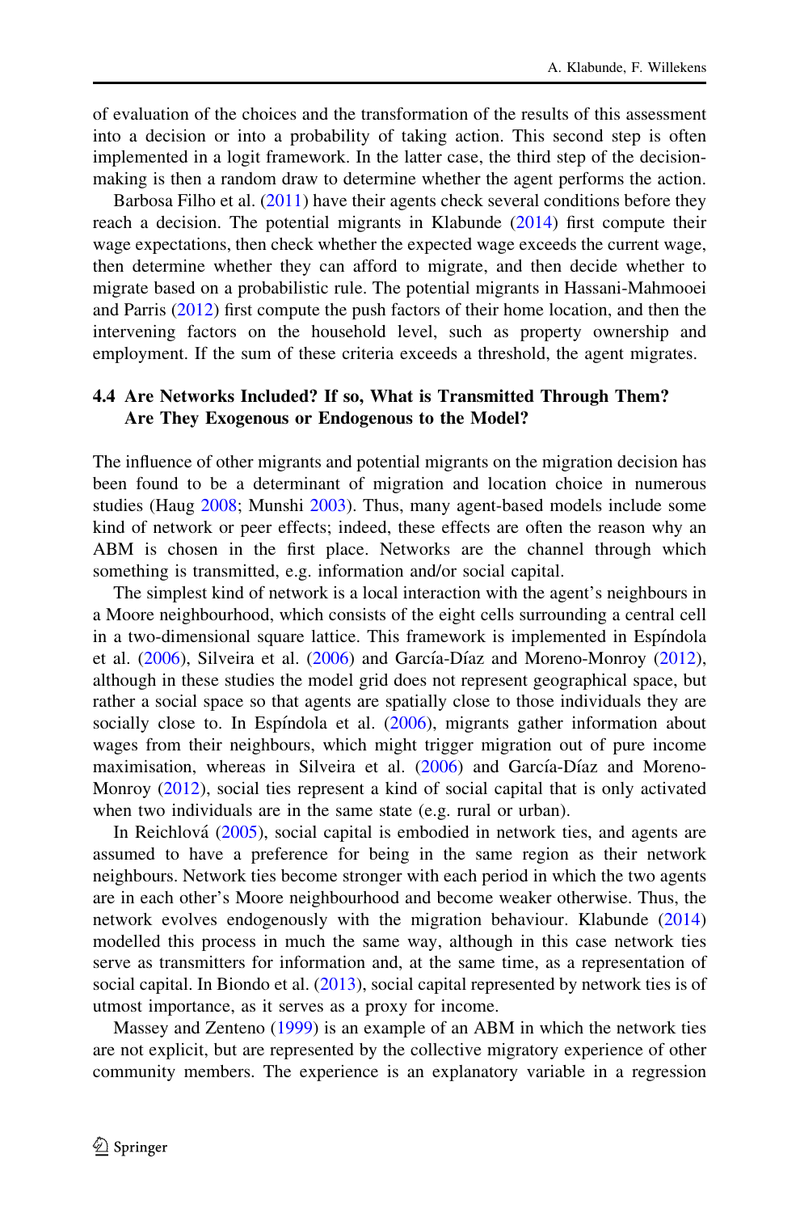of evaluation of the choices and the transformation of the results of this assessment into a decision or into a probability of taking action. This second step is often implemented in a logit framework. In the latter case, the third step of the decision-making is then a random draw to determine whether the agent performs the action.

Barbosa Filho et al. (2011) have their agents check several conditions before they reach a decision. The potential migrants in Klabunde (2014) first compute their wage expectations, then check whether the expected wage exceeds the current wage, then determine whether they can afford to migrate, and then decide whether to migrate based on a probabilistic rule. The potential migrants in Hassani-Mahmooei and Parris (2012) first compute the push factors of their home location, and then the intervening factors on the household level, such as property ownership and employment. If the sum of these criteria exceeds a threshold, the agent migrates.

### 4.4 Are Networks Included? If so, What is Transmitted Through Them? Are They Exogenous or Endogenous to the Model?

The influence of other migrants and potential migrants on the migration decision has been found to be a determinant of migration and location choice in numerous studies (Haug 2008; Munshi 2003). Thus, many agent-based models include some kind of network or peer effects; indeed, these effects are often the reason why an ABM is chosen in the first place. Networks are the channel through which something is transmitted, e.g. information and/or social capital.

The simplest kind of network is a local interaction with the agent's neighbours in a Moore neighbourhood, which consists of the eight cells surrounding a central cell in a two-dimensional square lattice. This framework is implemented in Espíndola et al. (2006), Silveira et al. (2006) and García-Díaz and Moreno-Monroy (2012), although in these studies the model grid does not represent geographical space, but rather a social space so that agents are spatially close to those individuals they are socially close to. In Espíndola et al. (2006), migrants gather information about wages from their neighbours, which might trigger migration out of pure income maximisation, whereas in Silveira et al. (2006) and García-Díaz and Moreno-Monroy (2012), social ties represent a kind of social capital that is only activated when two individuals are in the same state (e.g. rural or urban).

In Reichlová (2005), social capital is embodied in network ties, and agents are assumed to have a preference for being in the same region as their network neighbours. Network ties become stronger with each period in which the two agents are in each other's Moore neighbourhood and become weaker otherwise. Thus, the network evolves endogenously with the migration behaviour. Klabunde (2014) modelled this process in much the same way, although in this case network ties serve as transmitters for information and, at the same time, as a representation of social capital. In Biondo et al. (2013), social capital represented by network ties is of utmost importance, as it serves as a proxy for income.

Massey and Zenteno (1999) is an example of an ABM in which the network ties are not explicit, but are represented by the collective migratory experience of other community members. The experience is an explanatory variable in a regression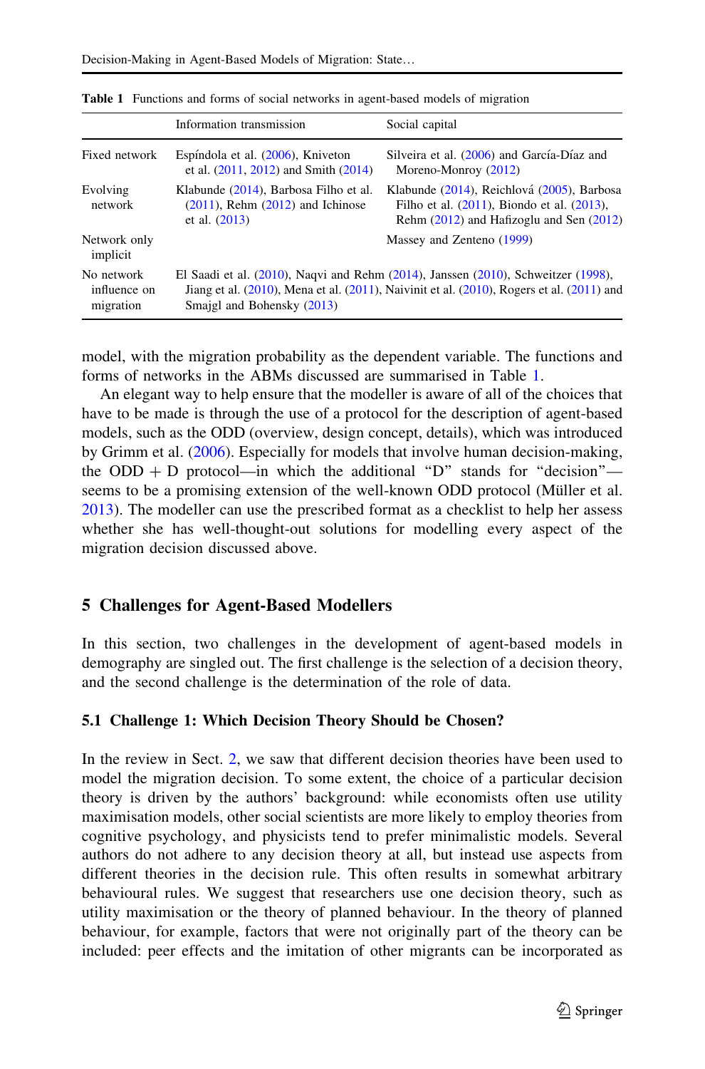Table 1 Functions and forms of social networks in agent-based models of migration

| | Information transmission | Social capital |
|---|---|---|
| Fixed network | Espíndola et al. (2006), Kniveton et al. (2011, 2012) and Smith (2014) | Silveira et al. (2006) and García-Díaz and Moreno-Monroy (2012) |
| Evolving network | Klabunde (2014), Barbosa Filho et al. (2011), Rehm (2012) and Ichinose et al. (2013) | Klabunde (2014), Reichlová (2005), Barbosa Filho et al. (2011), Biondo et al. (2013), Rehm (2012) and Hafizoglu and Sen (2012) |
| Network only implicit | | Massey and Zenteno (1999) |
| No network influence on migration | El Saadi et al. (2010), Naqvi and Rehm (2014), Janssen (2010), Schweitzer (1998), Jiang et al. (2010), Mena et al. (2011), Naivinit et al. (2010), Rogers et al. (2011) and Smajgl and Bohensky (2013) | |

model, with the migration probability as the dependent variable. The functions and forms of networks in the ABMs discussed are summarised in Table 1.

An elegant way to help ensure that the modeller is aware of all of the choices that have to be made is through the use of a protocol for the description of agent-based models, such as the ODD (overview, design concept, details), which was introduced by Grimm et al. (2006). Especially for models that involve human decision-making, the ODD + D protocol—in which the additional "D" stands for "decision"—seems to be a promising extension of the well-known ODD protocol (Müller et al. 2013). The modeller can use the prescribed format as a checklist to help her assess whether she has well-thought-out solutions for modelling every aspect of the migration decision discussed above.

## 5 Challenges for Agent-Based Modellers

In this section, two challenges in the development of agent-based models in demography are singled out. The first challenge is the selection of a decision theory, and the second challenge is the determination of the role of data.

### 5.1 Challenge 1: Which Decision Theory Should be Chosen?

In the review in Sect. 2, we saw that different decision theories have been used to model the migration decision. To some extent, the choice of a particular decision theory is driven by the authors' background: while economists often use utility maximisation models, other social scientists are more likely to employ theories from cognitive psychology, and physicists tend to prefer minimalistic models. Several authors do not adhere to any decision theory at all, but instead use aspects from different theories in the decision rule. This often results in somewhat arbitrary behavioural rules. We suggest that researchers use one decision theory, such as utility maximisation or the theory of planned behaviour. In the theory of planned behaviour, for example, factors that were not originally part of the theory can be included: peer effects and the imitation of other migrants can be incorporated as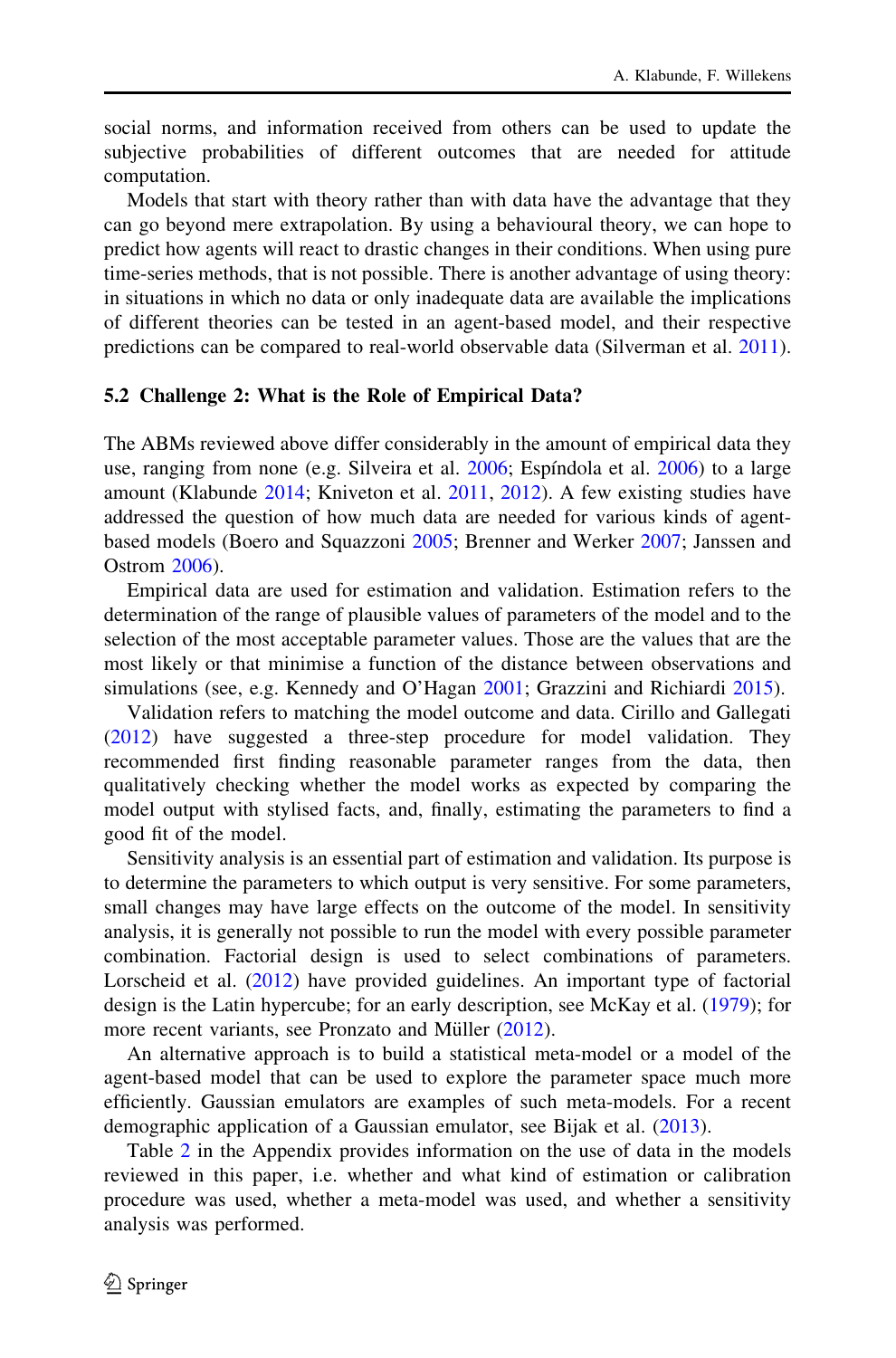social norms, and information received from others can be used to update the subjective probabilities of different outcomes that are needed for attitude computation.

Models that start with theory rather than with data have the advantage that they can go beyond mere extrapolation. By using a behavioural theory, we can hope to predict how agents will react to drastic changes in their conditions. When using pure time-series methods, that is not possible. There is another advantage of using theory: in situations in which no data or only inadequate data are available the implications of different theories can be tested in an agent-based model, and their respective predictions can be compared to real-world observable data (Silverman et al. 2011).

### 5.2 Challenge 2: What is the Role of Empirical Data?

The ABMs reviewed above differ considerably in the amount of empirical data they use, ranging from none (e.g. Silveira et al. 2006; Espíndola et al. 2006) to a large amount (Klabunde 2014; Kniveton et al. 2011, 2012). A few existing studies have addressed the question of how much data are needed for various kinds of agent-based models (Boero and Squazzoni 2005; Brenner and Werker 2007; Janssen and Ostrom 2006).

Empirical data are used for estimation and validation. Estimation refers to the determination of the range of plausible values of parameters of the model and to the selection of the most acceptable parameter values. Those are the values that are the most likely or that minimise a function of the distance between observations and simulations (see, e.g. Kennedy and O'Hagan 2001; Grazzini and Richiardi 2015).

Validation refers to matching the model outcome and data. Cirillo and Gallegati (2012) have suggested a three-step procedure for model validation. They recommended first finding reasonable parameter ranges from the data, then qualitatively checking whether the model works as expected by comparing the model output with stylised facts, and, finally, estimating the parameters to find a good fit of the model.

Sensitivity analysis is an essential part of estimation and validation. Its purpose is to determine the parameters to which output is very sensitive. For some parameters, small changes may have large effects on the outcome of the model. In sensitivity analysis, it is generally not possible to run the model with every possible parameter combination. Factorial design is used to select combinations of parameters. Lorscheid et al. (2012) have provided guidelines. An important type of factorial design is the Latin hypercube; for an early description, see McKay et al. (1979); for more recent variants, see Pronzato and Müller (2012).

An alternative approach is to build a statistical meta-model or a model of the agent-based model that can be used to explore the parameter space much more efficiently. Gaussian emulators are examples of such meta-models. For a recent demographic application of a Gaussian emulator, see Bijak et al. (2013).

Table 2 in the Appendix provides information on the use of data in the models reviewed in this paper, i.e. whether and what kind of estimation or calibration procedure was used, whether a meta-model was used, and whether a sensitivity analysis was performed.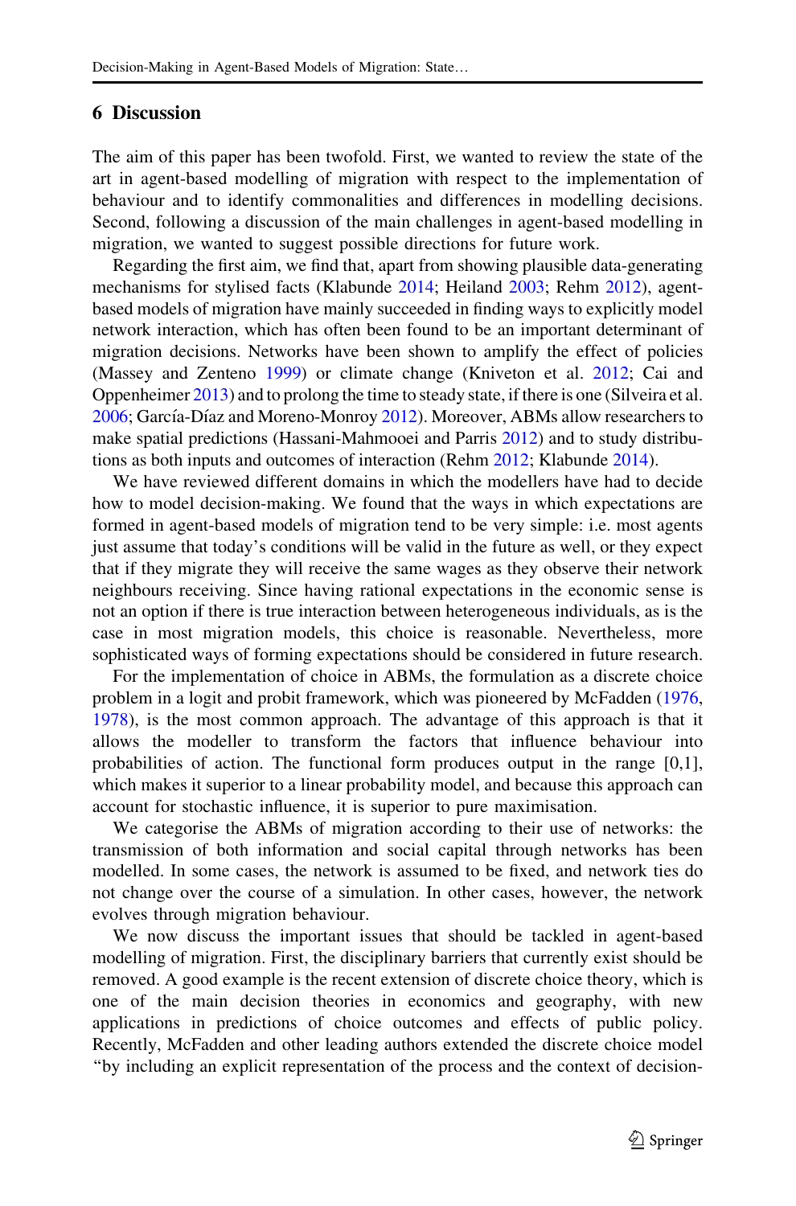## 6 Discussion

The aim of this paper has been twofold. First, we wanted to review the state of the art in agent-based modelling of migration with respect to the implementation of behaviour and to identify commonalities and differences in modelling decisions. Second, following a discussion of the main challenges in agent-based modelling in migration, we wanted to suggest possible directions for future work.

Regarding the first aim, we find that, apart from showing plausible data-generating mechanisms for stylised facts (Klabunde 2014; Heiland 2003; Rehm 2012), agent-based models of migration have mainly succeeded in finding ways to explicitly model network interaction, which has often been found to be an important determinant of migration decisions. Networks have been shown to amplify the effect of policies (Massey and Zenteno 1999) or climate change (Kniveton et al. 2012; Cai and Oppenheimer 2013) and to prolong the time to steady state, if there is one (Silveira et al. 2006; García-Díaz and Moreno-Monroy 2012). Moreover, ABMs allow researchers to make spatial predictions (Hassani-Mahmooei and Parris 2012) and to study distributions as both inputs and outcomes of interaction (Rehm 2012; Klabunde 2014).

We have reviewed different domains in which the modellers have had to decide how to model decision-making. We found that the ways in which expectations are formed in agent-based models of migration tend to be very simple: i.e. most agents just assume that today's conditions will be valid in the future as well, or they expect that if they migrate they will receive the same wages as they observe their network neighbours receiving. Since having rational expectations in the economic sense is not an option if there is true interaction between heterogeneous individuals, as is the case in most migration models, this choice is reasonable. Nevertheless, more sophisticated ways of forming expectations should be considered in future research.

For the implementation of choice in ABMs, the formulation as a discrete choice problem in a logit and probit framework, which was pioneered by McFadden (1976, 1978), is the most common approach. The advantage of this approach is that it allows the modeller to transform the factors that influence behaviour into probabilities of action. The functional form produces output in the range [0,1], which makes it superior to a linear probability model, and because this approach can account for stochastic influence, it is superior to pure maximisation.

We categorise the ABMs of migration according to their use of networks: the transmission of both information and social capital through networks has been modelled. In some cases, the network is assumed to be fixed, and network ties do not change over the course of a simulation. In other cases, however, the network evolves through migration behaviour.

We now discuss the important issues that should be tackled in agent-based modelling of migration. First, the disciplinary barriers that currently exist should be removed. A good example is the recent extension of discrete choice theory, which is one of the main decision theories in economics and geography, with new applications in predictions of choice outcomes and effects of public policy. Recently, McFadden and other leading authors extended the discrete choice model "by including an explicit representation of the process and the context of decision-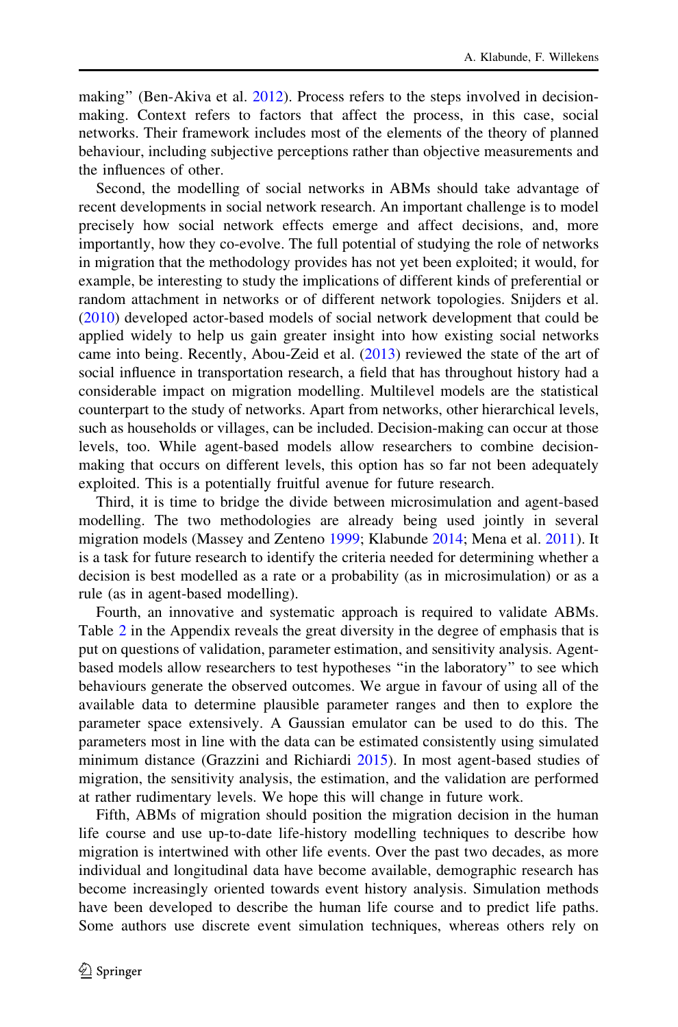making" (Ben-Akiva et al. 2012). Process refers to the steps involved in decision-making. Context refers to factors that affect the process, in this case, social networks. Their framework includes most of the elements of the theory of planned behaviour, including subjective perceptions rather than objective measurements and the influences of other.

Second, the modelling of social networks in ABMs should take advantage of recent developments in social network research. An important challenge is to model precisely how social network effects emerge and affect decisions, and, more importantly, how they co-evolve. The full potential of studying the role of networks in migration that the methodology provides has not yet been exploited; it would, for example, be interesting to study the implications of different kinds of preferential or random attachment in networks or of different network topologies. Snijders et al. (2010) developed actor-based models of social network development that could be applied widely to help us gain greater insight into how existing social networks came into being. Recently, Abou-Zeid et al. (2013) reviewed the state of the art of social influence in transportation research, a field that has throughout history had a considerable impact on migration modelling. Multilevel models are the statistical counterpart to the study of networks. Apart from networks, other hierarchical levels, such as households or villages, can be included. Decision-making can occur at those levels, too. While agent-based models allow researchers to combine decision-making that occurs on different levels, this option has so far not been adequately exploited. This is a potentially fruitful avenue for future research.

Third, it is time to bridge the divide between microsimulation and agent-based modelling. The two methodologies are already being used jointly in several migration models (Massey and Zenteno 1999; Klabunde 2014; Mena et al. 2011). It is a task for future research to identify the criteria needed for determining whether a decision is best modelled as a rate or a probability (as in microsimulation) or as a rule (as in agent-based modelling).

Fourth, an innovative and systematic approach is required to validate ABMs. Table 2 in the Appendix reveals the great diversity in the degree of emphasis that is put on questions of validation, parameter estimation, and sensitivity analysis. Agent-based models allow researchers to test hypotheses "in the laboratory" to see which behaviours generate the observed outcomes. We argue in favour of using all of the available data to determine plausible parameter ranges and then to explore the parameter space extensively. A Gaussian emulator can be used to do this. The parameters most in line with the data can be estimated consistently using simulated minimum distance (Grazzini and Richiardi 2015). In most agent-based studies of migration, the sensitivity analysis, the estimation, and the validation are performed at rather rudimentary levels. We hope this will change in future work.

Fifth, ABMs of migration should position the migration decision in the human life course and use up-to-date life-history modelling techniques to describe how migration is intertwined with other life events. Over the past two decades, as more individual and longitudinal data have become available, demographic research has become increasingly oriented towards event history analysis. Simulation methods have been developed to describe the human life course and to predict life paths. Some authors use discrete event simulation techniques, whereas others rely on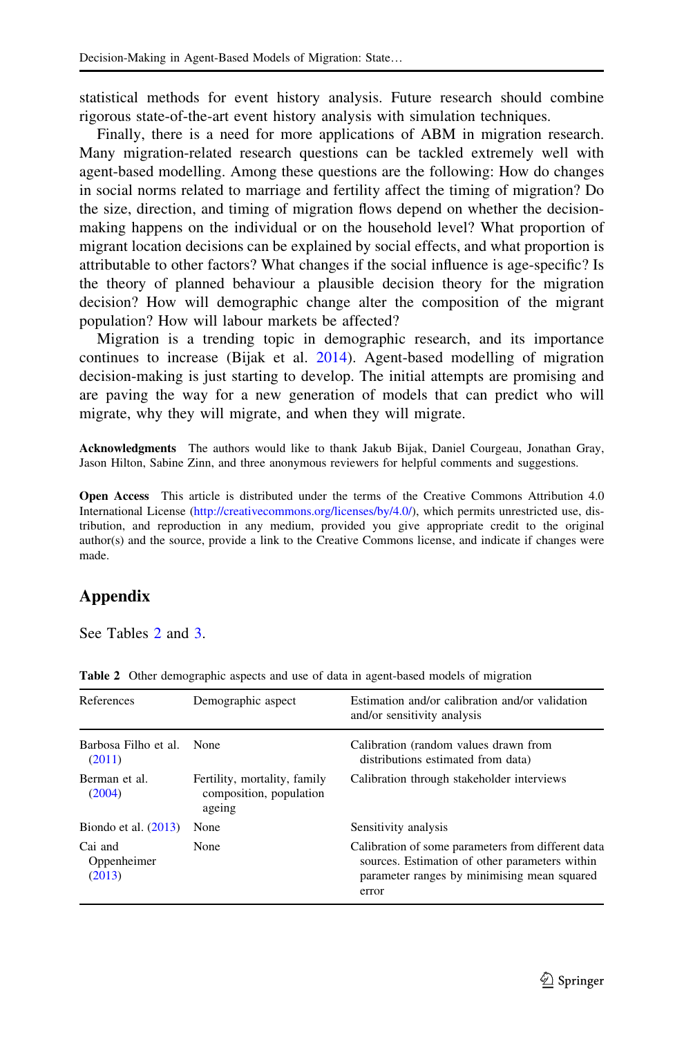statistical methods for event history analysis. Future research should combine rigorous state-of-the-art event history analysis with simulation techniques.

Finally, there is a need for more applications of ABM in migration research. Many migration-related research questions can be tackled extremely well with agent-based modelling. Among these questions are the following: How do changes in social norms related to marriage and fertility affect the timing of migration? Do the size, direction, and timing of migration flows depend on whether the decision-making happens on the individual or on the household level? What proportion of migrant location decisions can be explained by social effects, and what proportion is attributable to other factors? What changes if the social influence is age-specific? Is the theory of planned behaviour a plausible decision theory for the migration decision? How will demographic change alter the composition of the migrant population? How will labour markets be affected?

Migration is a trending topic in demographic research, and its importance continues to increase (Bijak et al. 2014). Agent-based modelling of migration decision-making is just starting to develop. The initial attempts are promising and are paving the way for a new generation of models that can predict who will migrate, why they will migrate, and when they will migrate.

**Acknowledgments** The authors would like to thank Jakub Bijak, Daniel Courgeau, Jonathan Gray, Jason Hilton, Sabine Zinn, and three anonymous reviewers for helpful comments and suggestions.

**Open Access** This article is distributed under the terms of the Creative Commons Attribution 4.0 International License (http://creativecommons.org/licenses/by/4.0/), which permits unrestricted use, distribution, and reproduction in any medium, provided you give appropriate credit to the original author(s) and the source, provide a link to the Creative Commons license, and indicate if changes were made.

## Appendix

See Tables 2 and 3.

**Table 2** Other demographic aspects and use of data in agent-based models of migration

| References | Demographic aspect | Estimation and/or calibration and/or validation and/or sensitivity analysis |
|---|---|---|
| Barbosa Filho et al. (2011) | None | Calibration (random values drawn from distributions estimated from data) |
| Berman et al. (2004) | Fertility, mortality, family composition, population ageing | Calibration through stakeholder interviews |
| Biondo et al. (2013) | None | Sensitivity analysis |
| Cai and Oppenheimer (2013) | None | Calibration of some parameters from different data sources. Estimation of other parameters within parameter ranges by minimising mean squared error |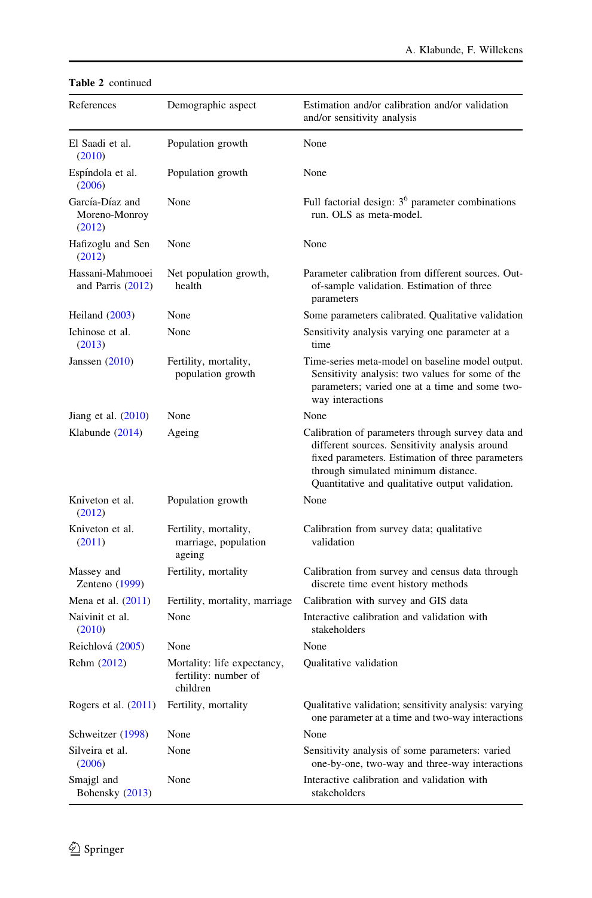**Table 2** continued

| References | Demographic aspect | Estimation and/or calibration and/or validation and/or sensitivity analysis |
|---|---|---|
| El Saadi et al. (2010) | Population growth | None |
| Espíndola et al. (2006) | Population growth | None |
| García-Díaz and Moreno-Monroy (2012) | None | Full factorial design: $3^6$ parameter combinations run. OLS as meta-model. |
| Hafizoglu and Sen (2012) | None | None |
| Hassani-Mahmooei and Parris (2012) | Net population growth, health | Parameter calibration from different sources. Out-of-sample validation. Estimation of three parameters |
| Heiland (2003) | None | Some parameters calibrated. Qualitative validation |
| Ichinose et al. (2013) | None | Sensitivity analysis varying one parameter at a time |
| Janssen (2010) | Fertility, mortality, population growth | Time-series meta-model on baseline model output. Sensitivity analysis: two values for some of the parameters; varied one at a time and some two-way interactions |
| Jiang et al. (2010) | None | None |
| Klabunde (2014) | Ageing | Calibration of parameters through survey data and different sources. Sensitivity analysis around fixed parameters. Estimation of three parameters through simulated minimum distance. Quantitative and qualitative output validation. |
| Kniveton et al. (2012) | Population growth | None |
| Kniveton et al. (2011) | Fertility, mortality, marriage, population ageing | Calibration from survey data; qualitative validation |
| Massey and Zenteno (1999) | Fertility, mortality | Calibration from survey and census data through discrete time event history methods |
| Mena et al. (2011) | Fertility, mortality, marriage | Calibration with survey and GIS data |
| Naivinit et al. (2010) | None | Interactive calibration and validation with stakeholders |
| Reichlová (2005) | None | None |
| Rehm (2012) | Mortality: life expectancy, fertility: number of children | Qualitative validation |
| Rogers et al. (2011) | Fertility, mortality | Qualitative validation; sensitivity analysis: varying one parameter at a time and two-way interactions |
| Schweitzer (1998) | None | None |
| Silveira et al. (2006) | None | Sensitivity analysis of some parameters: varied one-by-one, two-way and three-way interactions |
| Smajgl and Bohensky (2013) | None | Interactive calibration and validation with stakeholders |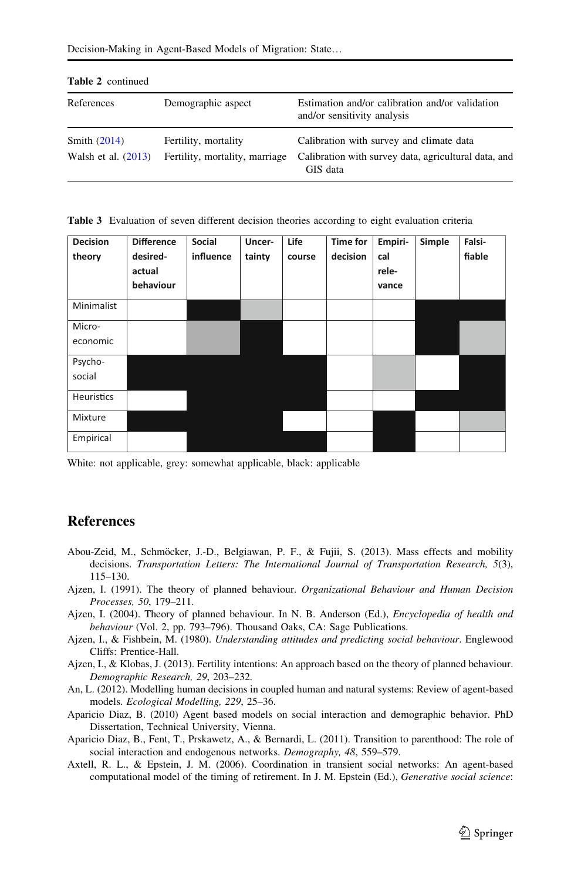**Table 2** continued

| References | Demographic aspect | Estimation and/or calibration and/or validation and/or sensitivity analysis |
|---|---|---|
| Smith (2014) | Fertility, mortality | Calibration with survey and climate data |
| Walsh et al. (2013) | Fertility, mortality, marriage | Calibration with survey data, agricultural data, and GIS data |

**Table 3** Evaluation of seven different decision theories according to eight evaluation criteria

| Decision theory | Difference desired-actual behaviour | Social influence | Uncertainty | Life course | Time for decision | Empirical relevance | Simple | Falsifiable |
|---|---|---|---|---|---|---|---|---|
| Minimalist | White | Black | Grey | White | White | White | Black | Black |
| Micro-economic | White | Grey | Black | White | White | White | Black | Grey |
| Psycho-social | Black | Black | Black | Black | White | Grey | White | Black |
| Heuristics | White | Black | Black | Black | White | White | Black | Black |
| Mixture | Black | Black | Black | White | White | Black | White | Grey |
| Empirical | White | Black | Black | Black | White | Black | White | White |

White: not applicable, grey: somewhat applicable, black: applicable

## References

Abou-Zeid, M., Schmöcker, J.-D., Belgiawan, P. F., & Fujii, S. (2013). Mass effects and mobility decisions. *Transportation Letters: The International Journal of Transportation Research, 5*(3), 115–130.

Ajzen, I. (1991). The theory of planned behaviour. *Organizational Behaviour and Human Decision Processes, 50*, 179–211.

Ajzen, I. (2004). Theory of planned behaviour. In N. B. Anderson (Ed.), *Encyclopedia of health and behaviour* (Vol. 2, pp. 793–796). Thousand Oaks, CA: Sage Publications.

Ajzen, I., & Fishbein, M. (1980). *Understanding attitudes and predicting social behaviour*. Englewood Cliffs: Prentice-Hall.

Ajzen, I., & Klobas, J. (2013). Fertility intentions: An approach based on the theory of planned behaviour. *Demographic Research, 29*, 203–232.

An, L. (2012). Modelling human decisions in coupled human and natural systems: Review of agent-based models. *Ecological Modelling, 229*, 25–36.

Aparicio Diaz, B. (2010) Agent based models on social interaction and demographic behavior. PhD Dissertation, Technical University, Vienna.

Aparicio Diaz, B., Fent, T., Prskawetz, A., & Bernardi, L. (2011). Transition to parenthood: The role of social interaction and endogenous networks. *Demography, 48*, 559–579.

Axtell, R. L., & Epstein, J. M. (2006). Coordination in transient social networks: An agent-based computational model of the timing of retirement. In J. M. Epstein (Ed.), *Generative social science*: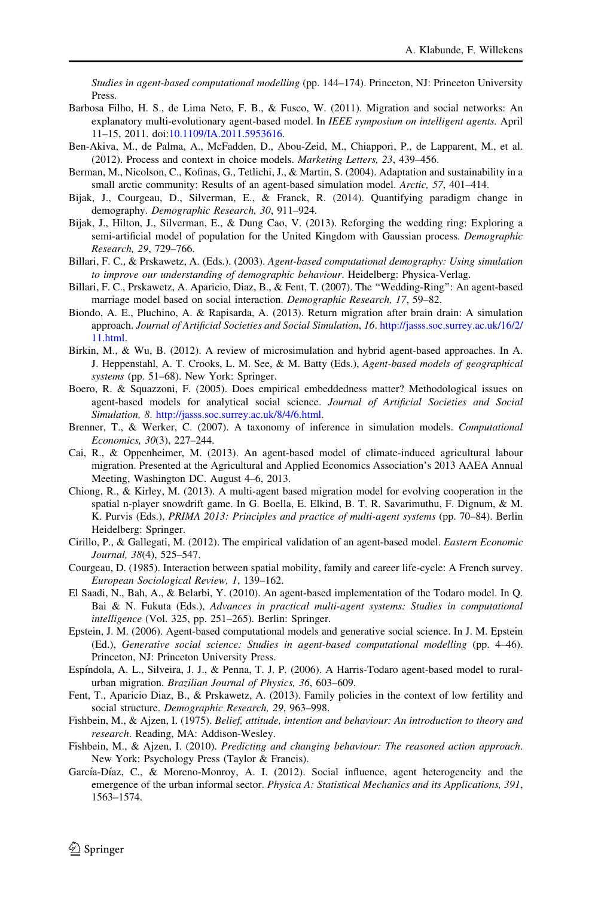*Studies in agent-based computational modelling* (pp. 144–174). Princeton, NJ: Princeton University Press.

Barbosa Filho, H. S., de Lima Neto, F. B., & Fusco, W. (2011). Migration and social networks: An explanatory multi-evolutionary agent-based model. In *IEEE symposium on intelligent agents*. April 11–15, 2011. doi:10.1109/IA.2011.5953616.

Ben-Akiva, M., de Palma, A., McFadden, D., Abou-Zeid, M., Chiappori, P., de Lapparent, M., et al. (2012). Process and context in choice models. *Marketing Letters, 23*, 439–456.

Berman, M., Nicolson, C., Kofinas, G., Tetlichi, J., & Martin, S. (2004). Adaptation and sustainability in a small arctic community: Results of an agent-based simulation model. *Arctic, 57*, 401–414.

Bijak, J., Courgeau, D., Silverman, E., & Franck, R. (2014). Quantifying paradigm change in demography. *Demographic Research, 30*, 911–924.

Bijak, J., Hilton, J., Silverman, E., & Dung Cao, V. (2013). Reforging the wedding ring: Exploring a semi-artificial model of population for the United Kingdom with Gaussian process. *Demographic Research, 29*, 729–766.

Billari, F. C., & Prskawetz, A. (Eds.). (2003). *Agent-based computational demography: Using simulation to improve our understanding of demographic behaviour*. Heidelberg: Physica-Verlag.

Billari, F. C., Prskawetz, A. Aparicio, Diaz, B., & Fent, T. (2007). The "Wedding-Ring": An agent-based marriage model based on social interaction. *Demographic Research, 17*, 59–82.

Biondo, A. E., Pluchino, A. & Rapisarda, A. (2013). Return migration after brain drain: A simulation approach. *Journal of Artificial Societies and Social Simulation*, *16*. http://jasss.soc.surrey.ac.uk/16/2/11.html.

Birkin, M., & Wu, B. (2012). A review of microsimulation and hybrid agent-based approaches. In A. J. Heppenstahl, A. T. Crooks, L. M. See, & M. Batty (Eds.), *Agent-based models of geographical systems* (pp. 51–68). New York: Springer.

Boero, R. & Squazzoni, F. (2005). Does empirical embeddedness matter? Methodological issues on agent-based models for analytical social science. *Journal of Artificial Societies and Social Simulation, 8*. http://jasss.soc.surrey.ac.uk/8/4/6.html.

Brenner, T., & Werker, C. (2007). A taxonomy of inference in simulation models. *Computational Economics, 30*(3), 227–244.

Cai, R., & Oppenheimer, M. (2013). An agent-based model of climate-induced agricultural labour migration. Presented at the Agricultural and Applied Economics Association's 2013 AAEA Annual Meeting, Washington DC. August 4–6, 2013.

Chiong, R., & Kirley, M. (2013). A multi-agent based migration model for evolving cooperation in the spatial n-player snowdrift game. In G. Boella, E. Elkind, B. T. R. Savarimuthu, F. Dignum, & M. K. Purvis (Eds.), *PRIMA 2013: Principles and practice of multi-agent systems* (pp. 70–84). Berlin Heidelberg: Springer.

Cirillo, P., & Gallegati, M. (2012). The empirical validation of an agent-based model. *Eastern Economic Journal, 38*(4), 525–547.

Courgeau, D. (1985). Interaction between spatial mobility, family and career life-cycle: A French survey. *European Sociological Review, 1*, 139–162.

El Saadi, N., Bah, A., & Belarbi, Y. (2010). An agent-based implementation of the Todaro model. In Q. Bai & N. Fukuta (Eds.), *Advances in practical multi-agent systems: Studies in computational intelligence* (Vol. 325, pp. 251–265). Berlin: Springer.

Epstein, J. M. (2006). Agent-based computational models and generative social science. In J. M. Epstein (Ed.), *Generative social science: Studies in agent-based computational modelling* (pp. 4–46). Princeton, NJ: Princeton University Press.

Espíndola, A. L., Silveira, J. J., & Penna, T. J. P. (2006). A Harris-Todaro agent-based model to rural-urban migration. *Brazilian Journal of Physics, 36*, 603–609.

Fent, T., Aparicio Diaz, B., & Prskawetz, A. (2013). Family policies in the context of low fertility and social structure. *Demographic Research, 29*, 963–998.

Fishbein, M., & Ajzen, I. (1975). *Belief, attitude, intention and behaviour: An introduction to theory and research*. Reading, MA: Addison-Wesley.

Fishbein, M., & Ajzen, I. (2010). *Predicting and changing behaviour: The reasoned action approach*. New York: Psychology Press (Taylor & Francis).

García-Díaz, C., & Moreno-Monroy, A. I. (2012). Social influence, agent heterogeneity and the emergence of the urban informal sector. *Physica A: Statistical Mechanics and its Applications, 391*, 1563–1574.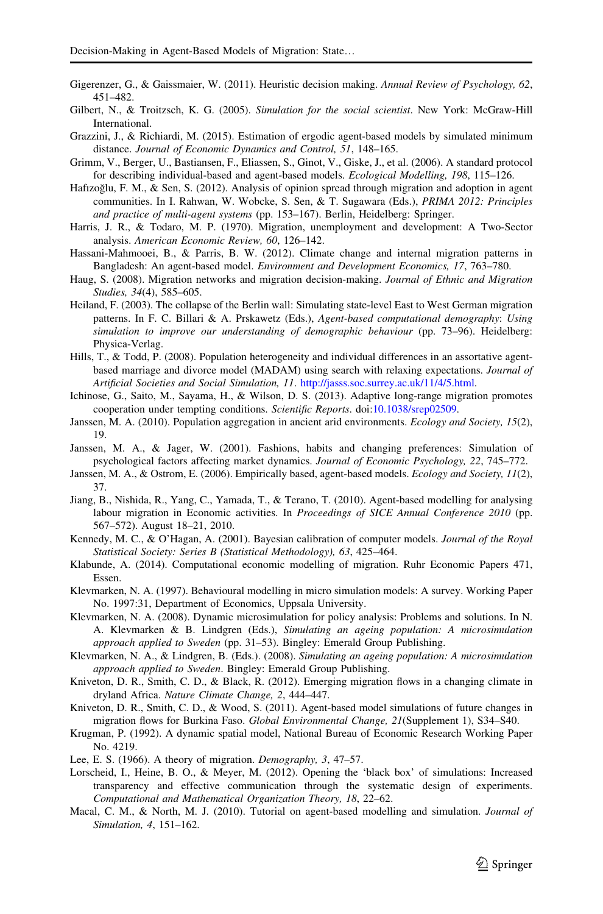Gigerenzer, G., & Gaissmaier, W. (2011). Heuristic decision making. *Annual Review of Psychology, 62*, 451–482.

Gilbert, N., & Troitzsch, K. G. (2005). *Simulation for the social scientist*. New York: McGraw-Hill International.

Grazzini, J., & Richiardi, M. (2015). Estimation of ergodic agent-based models by simulated minimum distance. *Journal of Economic Dynamics and Control, 51*, 148–165.

Grimm, V., Berger, U., Bastiansen, F., Eliassen, S., Ginot, V., Giske, J., et al. (2006). A standard protocol for describing individual-based and agent-based models. *Ecological Modelling, 198*, 115–126.

Hafızoğlu, F. M., & Sen, S. (2012). Analysis of opinion spread through migration and adoption in agent communities. In I. Rahwan, W. Wobcke, S. Sen, & T. Sugawara (Eds.), *PRIMA 2012: Principles and practice of multi-agent systems* (pp. 153–167). Berlin, Heidelberg: Springer.

Harris, J. R., & Todaro, M. P. (1970). Migration, unemployment and development: A Two-Sector analysis. *American Economic Review, 60*, 126–142.

Hassani-Mahmooei, B., & Parris, B. W. (2012). Climate change and internal migration patterns in Bangladesh: An agent-based model. *Environment and Development Economics, 17*, 763–780.

Haug, S. (2008). Migration networks and migration decision-making. *Journal of Ethnic and Migration Studies, 34*(4), 585–605.

Heiland, F. (2003). The collapse of the Berlin wall: Simulating state-level East to West German migration patterns. In F. C. Billari & A. Prskawetz (Eds.), *Agent-based computational demography: Using simulation to improve our understanding of demographic behaviour* (pp. 73–96). Heidelberg: Physica-Verlag.

Hills, T., & Todd, P. (2008). Population heterogeneity and individual differences in an assortative agent-based marriage and divorce model (MADAM) using search with relaxing expectations. *Journal of Artificial Societies and Social Simulation, 11*. http://jasss.soc.surrey.ac.uk/11/4/5.html.

Ichinose, G., Saito, M., Sayama, H., & Wilson, D. S. (2013). Adaptive long-range migration promotes cooperation under tempting conditions. *Scientific Reports*. doi:10.1038/srep02509.

Janssen, M. A. (2010). Population aggregation in ancient arid environments. *Ecology and Society, 15*(2), 19.

Janssen, M. A., & Jager, W. (2001). Fashions, habits and changing preferences: Simulation of psychological factors affecting market dynamics. *Journal of Economic Psychology, 22*, 745–772.

Janssen, M. A., & Ostrom, E. (2006). Empirically based, agent-based models. *Ecology and Society, 11*(2), 37.

Jiang, B., Nishida, R., Yang, C., Yamada, T., & Terano, T. (2010). Agent-based modelling for analysing labour migration in Economic activities. In *Proceedings of SICE Annual Conference 2010* (pp. 567–572). August 18–21, 2010.

Kennedy, M. C., & O'Hagan, A. (2001). Bayesian calibration of computer models. *Journal of the Royal Statistical Society: Series B (Statistical Methodology), 63*, 425–464.

Klabunde, A. (2014). Computational economic modelling of migration. Ruhr Economic Papers 471, Essen.

Klevmarken, N. A. (1997). Behavioural modelling in micro simulation models: A survey. Working Paper No. 1997:31, Department of Economics, Uppsala University.

Klevmarken, N. A. (2008). Dynamic microsimulation for policy analysis: Problems and solutions. In N. A. Klevmarken & B. Lindgren (Eds.), *Simulating an ageing population: A microsimulation approach applied to Sweden* (pp. 31–53). Bingley: Emerald Group Publishing.

Klevmarken, N. A., & Lindgren, B. (Eds.). (2008). *Simulating an ageing population: A microsimulation approach applied to Sweden*. Bingley: Emerald Group Publishing.

Kniveton, D. R., Smith, C. D., & Black, R. (2012). Emerging migration flows in a changing climate in dryland Africa. *Nature Climate Change, 2*, 444–447.

Kniveton, D. R., Smith, C. D., & Wood, S. (2011). Agent-based model simulations of future changes in migration flows for Burkina Faso. *Global Environmental Change, 21*(Supplement 1), S34–S40.

Krugman, P. (1992). A dynamic spatial model, National Bureau of Economic Research Working Paper No. 4219.

Lee, E. S. (1966). A theory of migration. *Demography, 3*, 47–57.

Lorscheid, I., Heine, B. O., & Meyer, M. (2012). Opening the 'black box' of simulations: Increased transparency and effective communication through the systematic design of experiments. *Computational and Mathematical Organization Theory, 18*, 22–62.

Macal, C. M., & North, M. J. (2010). Tutorial on agent-based modelling and simulation. *Journal of Simulation, 4*, 151–162.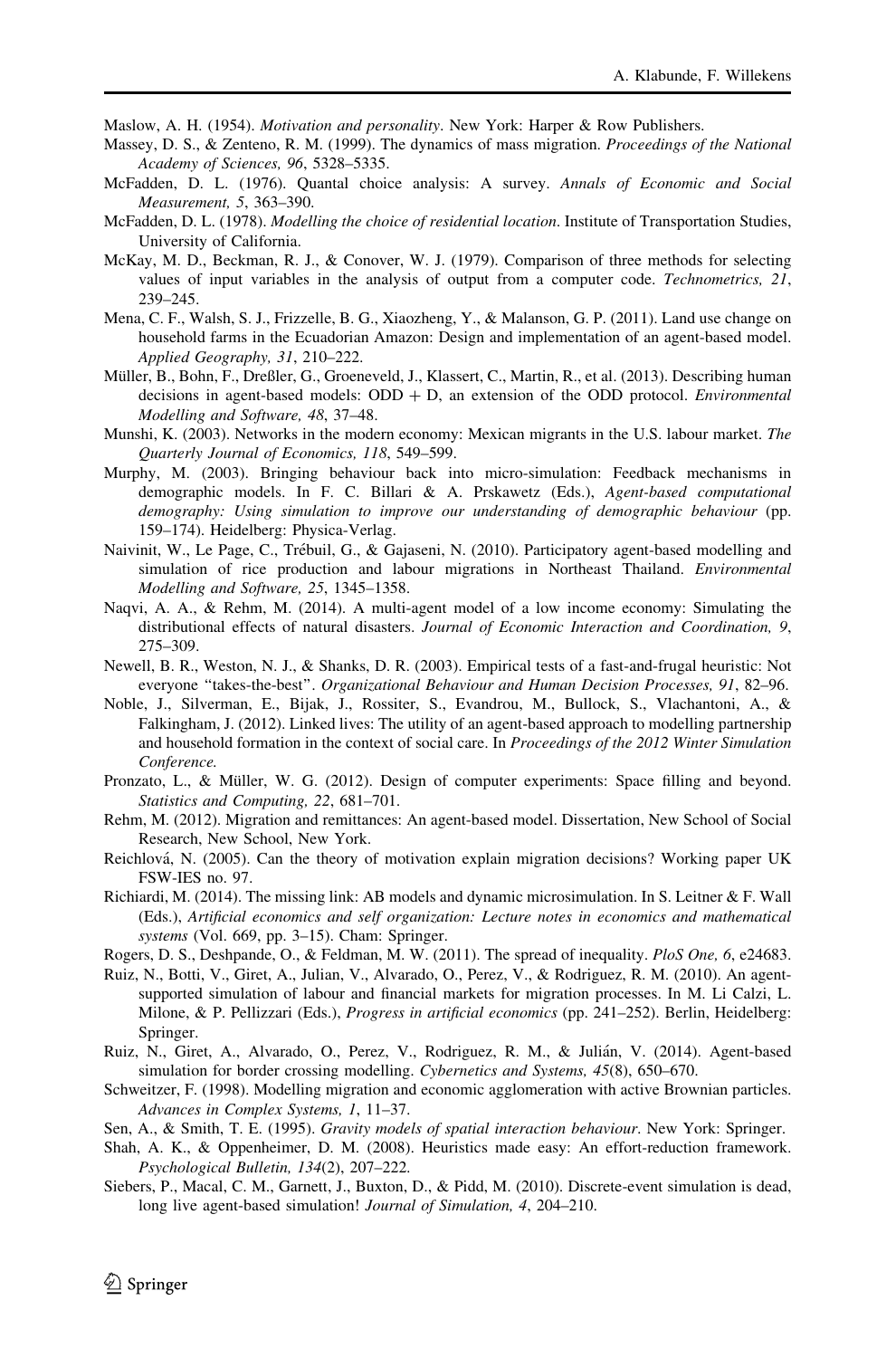Maslow, A. H. (1954). *Motivation and personality*. New York: Harper & Row Publishers.

Massey, D. S., & Zenteno, R. M. (1999). The dynamics of mass migration. *Proceedings of the National Academy of Sciences, 96*, 5328–5335.

McFadden, D. L. (1976). Quantal choice analysis: A survey. *Annals of Economic and Social Measurement, 5*, 363–390.

McFadden, D. L. (1978). *Modelling the choice of residential location*. Institute of Transportation Studies, University of California.

McKay, M. D., Beckman, R. J., & Conover, W. J. (1979). Comparison of three methods for selecting values of input variables in the analysis of output from a computer code. *Technometrics, 21*, 239–245.

Mena, C. F., Walsh, S. J., Frizzelle, B. G., Xiaozheng, Y., & Malanson, G. P. (2011). Land use change on household farms in the Ecuadorian Amazon: Design and implementation of an agent-based model. *Applied Geography, 31*, 210–222.

Müller, B., Bohn, F., Dreßler, G., Groeneveld, J., Klassert, C., Martin, R., et al. (2013). Describing human decisions in agent-based models: ODD + D, an extension of the ODD protocol. *Environmental Modelling and Software, 48*, 37–48.

Munshi, K. (2003). Networks in the modern economy: Mexican migrants in the U.S. labour market. *The Quarterly Journal of Economics, 118*, 549–599.

Murphy, M. (2003). Bringing behaviour back into micro-simulation: Feedback mechanisms in demographic models. In F. C. Billari & A. Prskawetz (Eds.), *Agent-based computational demography: Using simulation to improve our understanding of demographic behaviour* (pp. 159–174). Heidelberg: Physica-Verlag.

Naivinit, W., Le Page, C., Trébuil, G., & Gajaseni, N. (2010). Participatory agent-based modelling and simulation of rice production and labour migrations in Northeast Thailand. *Environmental Modelling and Software, 25*, 1345–1358.

Naqvi, A. A., & Rehm, M. (2014). A multi-agent model of a low income economy: Simulating the distributional effects of natural disasters. *Journal of Economic Interaction and Coordination, 9*, 275–309.

Newell, B. R., Weston, N. J., & Shanks, D. R. (2003). Empirical tests of a fast-and-frugal heuristic: Not everyone "takes-the-best". *Organizational Behaviour and Human Decision Processes, 91*, 82–96.

Noble, J., Silverman, E., Bijak, J., Rossiter, S., Evandrou, M., Bullock, S., Vlachantoni, A., & Falkingham, J. (2012). Linked lives: The utility of an agent-based approach to modelling partnership and household formation in the context of social care. In *Proceedings of the 2012 Winter Simulation Conference*.

Pronzato, L., & Müller, W. G. (2012). Design of computer experiments: Space filling and beyond. *Statistics and Computing, 22*, 681–701.

Rehm, M. (2012). Migration and remittances: An agent-based model. Dissertation, New School of Social Research, New School, New York.

Reichlová, N. (2005). Can the theory of motivation explain migration decisions? Working paper UK FSW-IES no. 97.

Richiardi, M. (2014). The missing link: AB models and dynamic microsimulation. In S. Leitner & F. Wall (Eds.), *Artificial economics and self organization: Lecture notes in economics and mathematical systems* (Vol. 669, pp. 3–15). Cham: Springer.

Rogers, D. S., Deshpande, O., & Feldman, M. W. (2011). The spread of inequality. *PloS One, 6*, e24683.

Ruiz, N., Botti, V., Giret, A., Julian, V., Alvarado, O., Perez, V., & Rodriguez, R. M. (2010). An agent-supported simulation of labour and financial markets for migration processes. In M. Li Calzi, L. Milone, & P. Pellizzari (Eds.), *Progress in artificial economics* (pp. 241–252). Berlin, Heidelberg: Springer.

Ruiz, N., Giret, A., Alvarado, O., Perez, V., Rodriguez, R. M., & Julián, V. (2014). Agent-based simulation for border crossing modelling. *Cybernetics and Systems, 45*(8), 650–670.

Schweitzer, F. (1998). Modelling migration and economic agglomeration with active Brownian particles. *Advances in Complex Systems, 1*, 11–37.

Sen, A., & Smith, T. E. (1995). *Gravity models of spatial interaction behaviour*. New York: Springer.

Shah, A. K., & Oppenheimer, D. M. (2008). Heuristics made easy: An effort-reduction framework. *Psychological Bulletin, 134*(2), 207–222.

Siebers, P., Macal, C. M., Garnett, J., Buxton, D., & Pidd, M. (2010). Discrete-event simulation is dead, long live agent-based simulation! *Journal of Simulation, 4*, 204–210.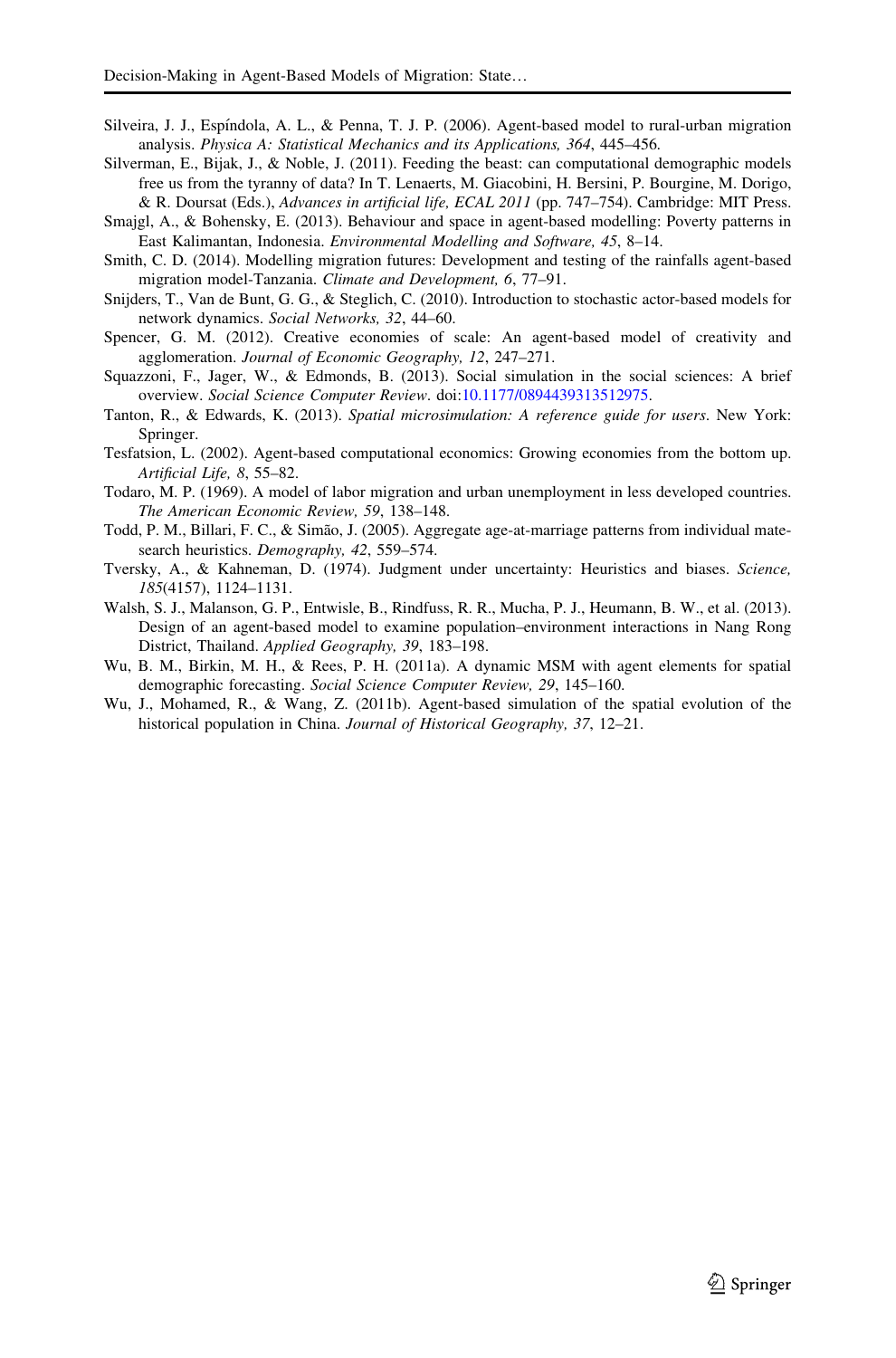Silveira, J. J., Espíndola, A. L., & Penna, T. J. P. (2006). Agent-based model to rural-urban migration analysis. *Physica A: Statistical Mechanics and its Applications, 364*, 445–456.

Silverman, E., Bijak, J., & Noble, J. (2011). Feeding the beast: can computational demographic models free us from the tyranny of data? In T. Lenaerts, M. Giacobini, H. Bersini, P. Bourgine, M. Dorigo, & R. Doursat (Eds.), *Advances in artificial life, ECAL 2011* (pp. 747–754). Cambridge: MIT Press.

Smajgl, A., & Bohensky, E. (2013). Behaviour and space in agent-based modelling: Poverty patterns in East Kalimantan, Indonesia. *Environmental Modelling and Software, 45*, 8–14.

Smith, C. D. (2014). Modelling migration futures: Development and testing of the rainfalls agent-based migration model-Tanzania. *Climate and Development, 6*, 77–91.

Snijders, T., Van de Bunt, G. G., & Steglich, C. (2010). Introduction to stochastic actor-based models for network dynamics. *Social Networks, 32*, 44–60.

Spencer, G. M. (2012). Creative economies of scale: An agent-based model of creativity and agglomeration. *Journal of Economic Geography, 12*, 247–271.

Squazzoni, F., Jager, W., & Edmonds, B. (2013). Social simulation in the social sciences: A brief overview. *Social Science Computer Review*. doi:10.1177/0894439313512975.

Tanton, R., & Edwards, K. (2013). *Spatial microsimulation: A reference guide for users*. New York: Springer.

Tesfatsion, L. (2002). Agent-based computational economics: Growing economies from the bottom up. *Artificial Life, 8*, 55–82.

Todaro, M. P. (1969). A model of labor migration and urban unemployment in less developed countries. *The American Economic Review, 59*, 138–148.

Todd, P. M., Billari, F. C., & Simão, J. (2005). Aggregate age-at-marriage patterns from individual mate-search heuristics. *Demography, 42*, 559–574.

Tversky, A., & Kahneman, D. (1974). Judgment under uncertainty: Heuristics and biases. *Science, 185*(4157), 1124–1131.

Walsh, S. J., Malanson, G. P., Entwisle, B., Rindfuss, R. R., Mucha, P. J., Heumann, B. W., et al. (2013). Design of an agent-based model to examine population–environment interactions in Nang Rong District, Thailand. *Applied Geography, 39*, 183–198.

Wu, B. M., Birkin, M. H., & Rees, P. H. (2011a). A dynamic MSM with agent elements for spatial demographic forecasting. *Social Science Computer Review, 29*, 145–160.

Wu, J., Mohamed, R., & Wang, Z. (2011b). Agent-based simulation of the spatial evolution of the historical population in China. *Journal of Historical Geography, 37*, 12–21.